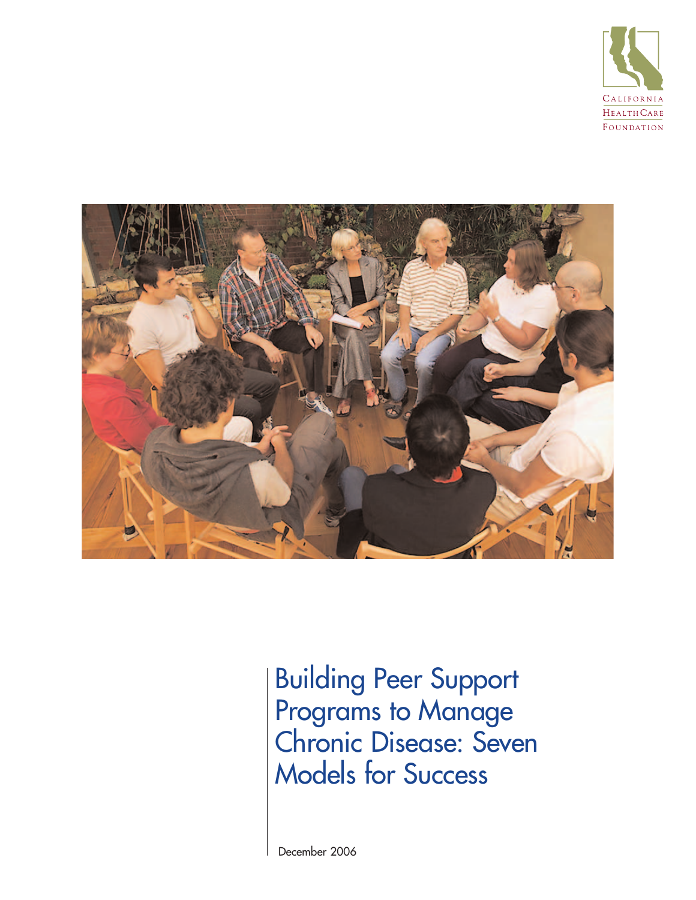California HealthCare Foundation

# Building Peer Support Programs to Manage Chronic Disease: Seven Models for Success

December 2006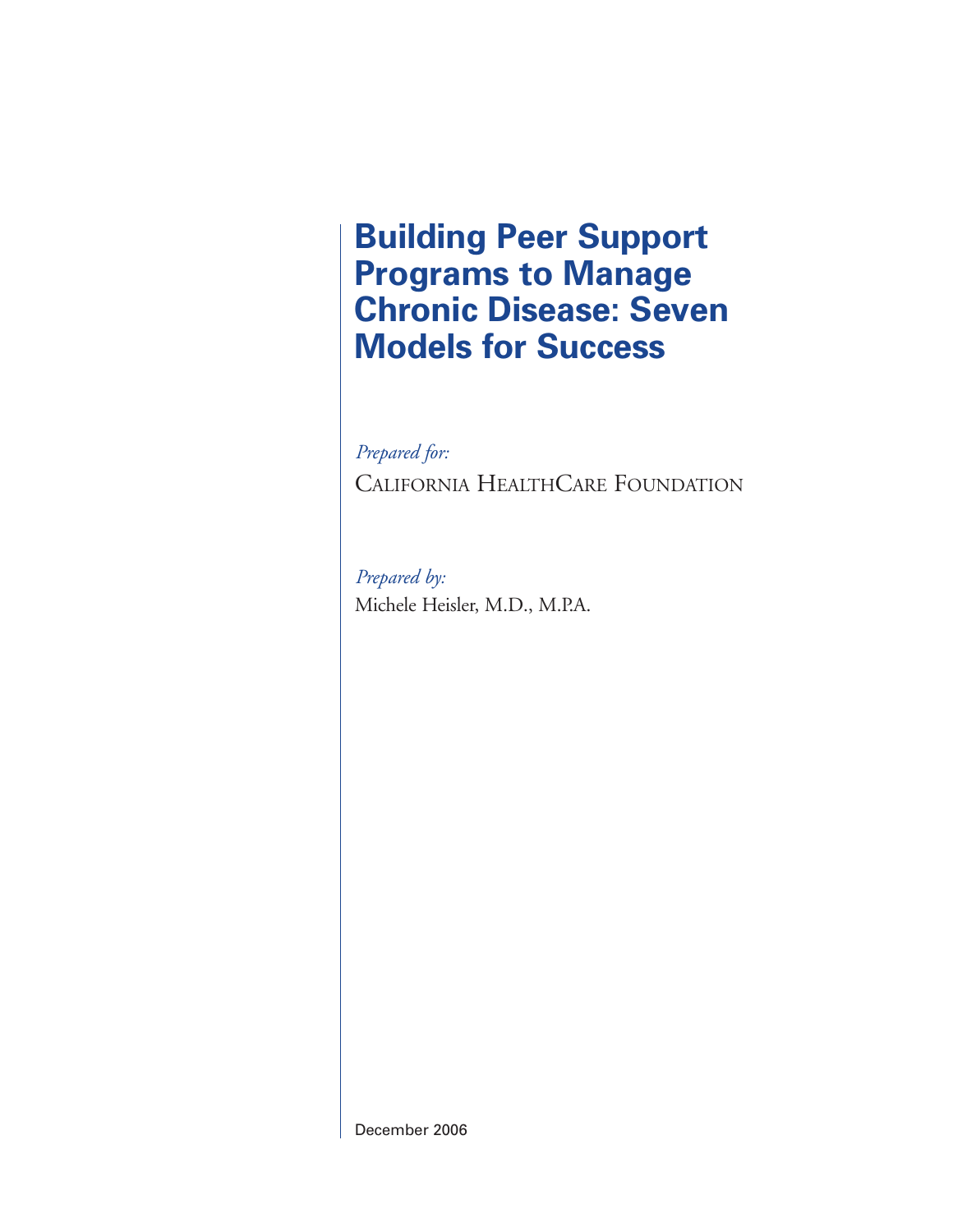# Building Peer Support Programs to Manage Chronic Disease: Seven Models for Success

*Prepared for:*

California HealthCare Foundation

*Prepared by:*

Michele Heisler, M.D., M.P.A.

December 2006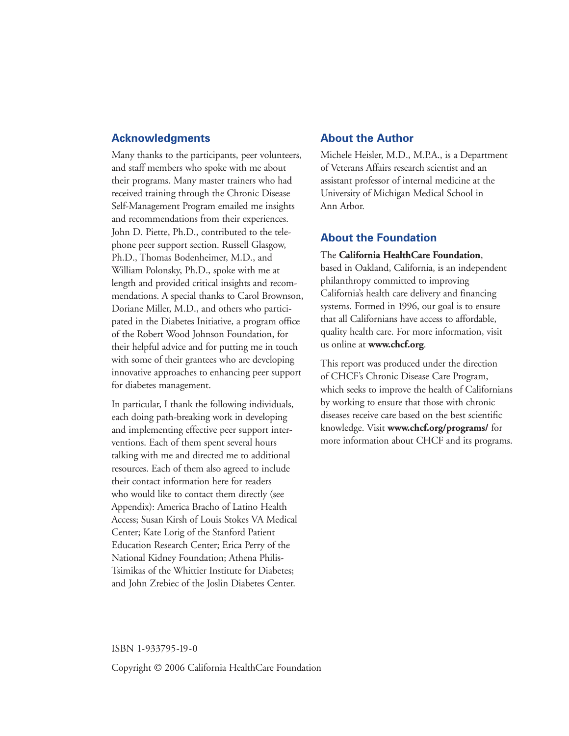## Acknowledgments

Many thanks to the participants, peer volunteers, and staff members who spoke with me about their programs. Many master trainers who had received training through the Chronic Disease Self-Management Program emailed me insights and recommendations from their experiences. John D. Piette, Ph.D., contributed to the telephone peer support section. Russell Glasgow, Ph.D., Thomas Bodenheimer, M.D., and William Polonsky, Ph.D., spoke with me at length and provided critical insights and recommendations. A special thanks to Carol Brownson, Doriane Miller, M.D., and others who participated in the Diabetes Initiative, a program office of the Robert Wood Johnson Foundation, for their helpful advice and for putting me in touch with some of their grantees who are developing innovative approaches to enhancing peer support for diabetes management.

In particular, I thank the following individuals, each doing path-breaking work in developing and implementing effective peer support interventions. Each of them spent several hours talking with me and directed me to additional resources. Each of them also agreed to include their contact information here for readers who would like to contact them directly (see Appendix): America Bracho of Latino Health Access; Susan Kirsh of Louis Stokes VA Medical Center; Kate Lorig of the Stanford Patient Education Research Center; Erica Perry of the National Kidney Foundation; Athena Philis-Tsimikas of the Whittier Institute for Diabetes; and John Zrebiec of the Joslin Diabetes Center.

## About the Author

Michele Heisler, M.D., M.P.A., is a Department of Veterans Affairs research scientist and an assistant professor of internal medicine at the University of Michigan Medical School in Ann Arbor.

## About the Foundation

The **California HealthCare Foundation**, based in Oakland, California, is an independent philanthropy committed to improving California's health care delivery and financing systems. Formed in 1996, our goal is to ensure that all Californians have access to affordable, quality health care. For more information, visit us online at **www.chcf.org**.

This report was produced under the direction of CHCF's Chronic Disease Care Program, which seeks to improve the health of Californians by working to ensure that those with chronic diseases receive care based on the best scientific knowledge. Visit **www.chcf.org/programs/** for more information about CHCF and its programs.

ISBN 1-933795-19-0

Copyright © 2006 California HealthCare Foundation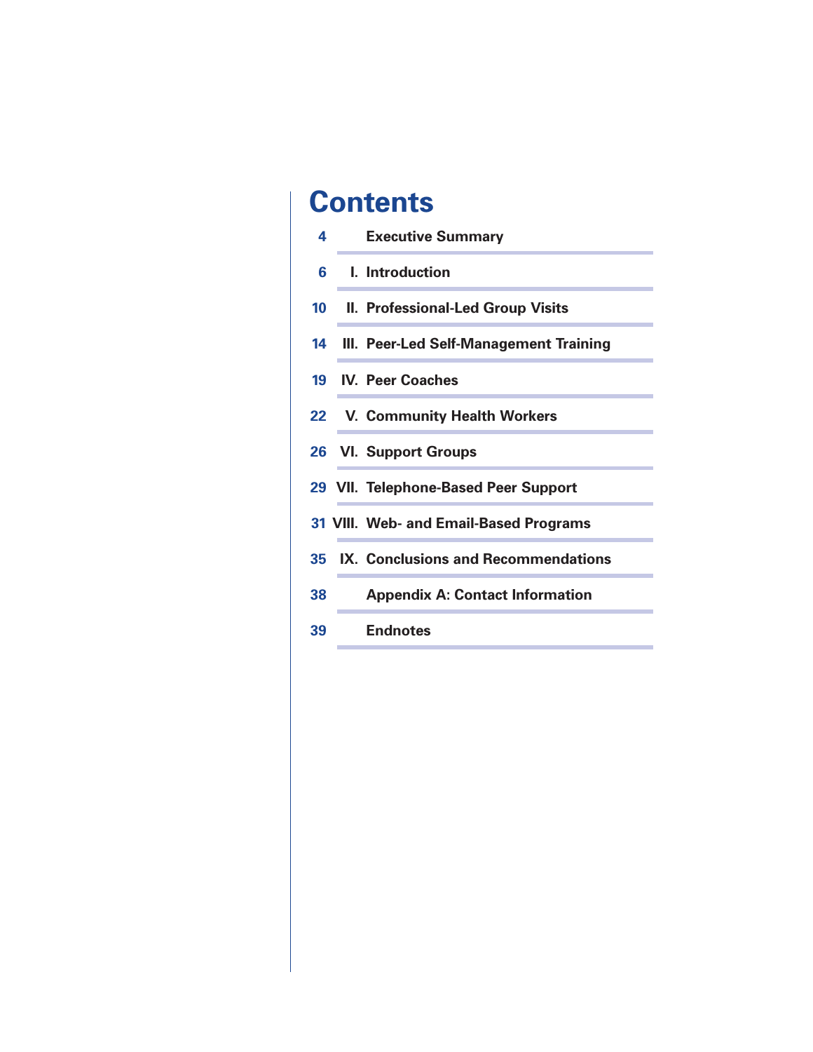# Contents

| | | |
|---|---|---|
| 4 | | Executive Summary |
| 6 | I. | Introduction |
| 10 | II. | Professional-Led Group Visits |
| 14 | III. | Peer-Led Self-Management Training |
| 19 | IV. | Peer Coaches |
| 22 | V. | Community Health Workers |
| 26 | VI. | Support Groups |
| 29 | VII. | Telephone-Based Peer Support |
| 31 | VIII. | Web- and Email-Based Programs |
| 35 | IX. | Conclusions and Recommendations |
| 38 | | Appendix A: Contact Information |
| 39 | | Endnotes |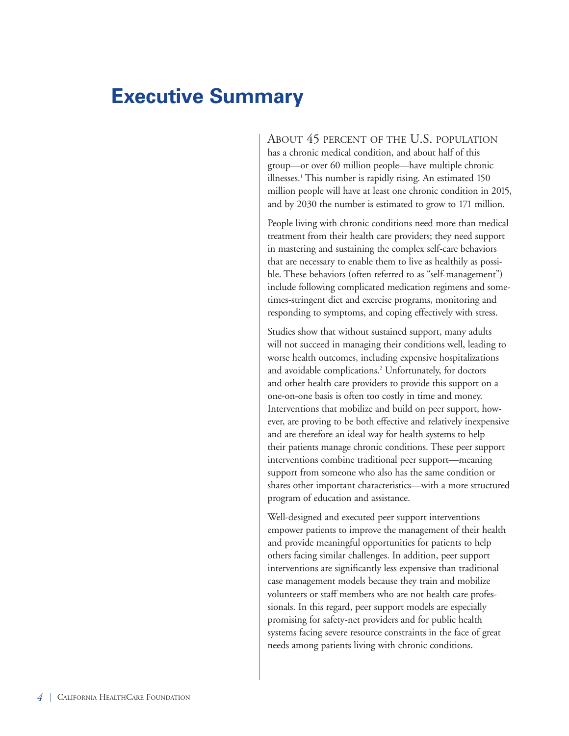# Executive Summary

About 45 percent of the U.S. population has a chronic medical condition, and about half of this group—or over 60 million people—have multiple chronic illnesses.[1] This number is rapidly rising. An estimated 150 million people will have at least one chronic condition in 2015, and by 2030 the number is estimated to grow to 171 million.

People living with chronic conditions need more than medical treatment from their health care providers; they need support in mastering and sustaining the complex self-care behaviors that are necessary to enable them to live as healthily as possible. These behaviors (often referred to as "self-management") include following complicated medication regimens and sometimes-stringent diet and exercise programs, monitoring and responding to symptoms, and coping effectively with stress.

Studies show that without sustained support, many adults will not succeed in managing their conditions well, leading to worse health outcomes, including expensive hospitalizations and avoidable complications.[2] Unfortunately, for doctors and other health care providers to provide this support on a one-on-one basis is often too costly in time and money. Interventions that mobilize and build on peer support, however, are proving to be both effective and relatively inexpensive and are therefore an ideal way for health systems to help their patients manage chronic conditions. These peer support interventions combine traditional peer support—meaning support from someone who also has the same condition or shares other important characteristics—with a more structured program of education and assistance.

Well-designed and executed peer support interventions empower patients to improve the management of their health and provide meaningful opportunities for patients to help others facing similar challenges. In addition, peer support interventions are significantly less expensive than traditional case management models because they train and mobilize volunteers or staff members who are not health care professionals. In this regard, peer support models are especially promising for safety-net providers and for public health systems facing severe resource constraints in the face of great needs among patients living with chronic conditions.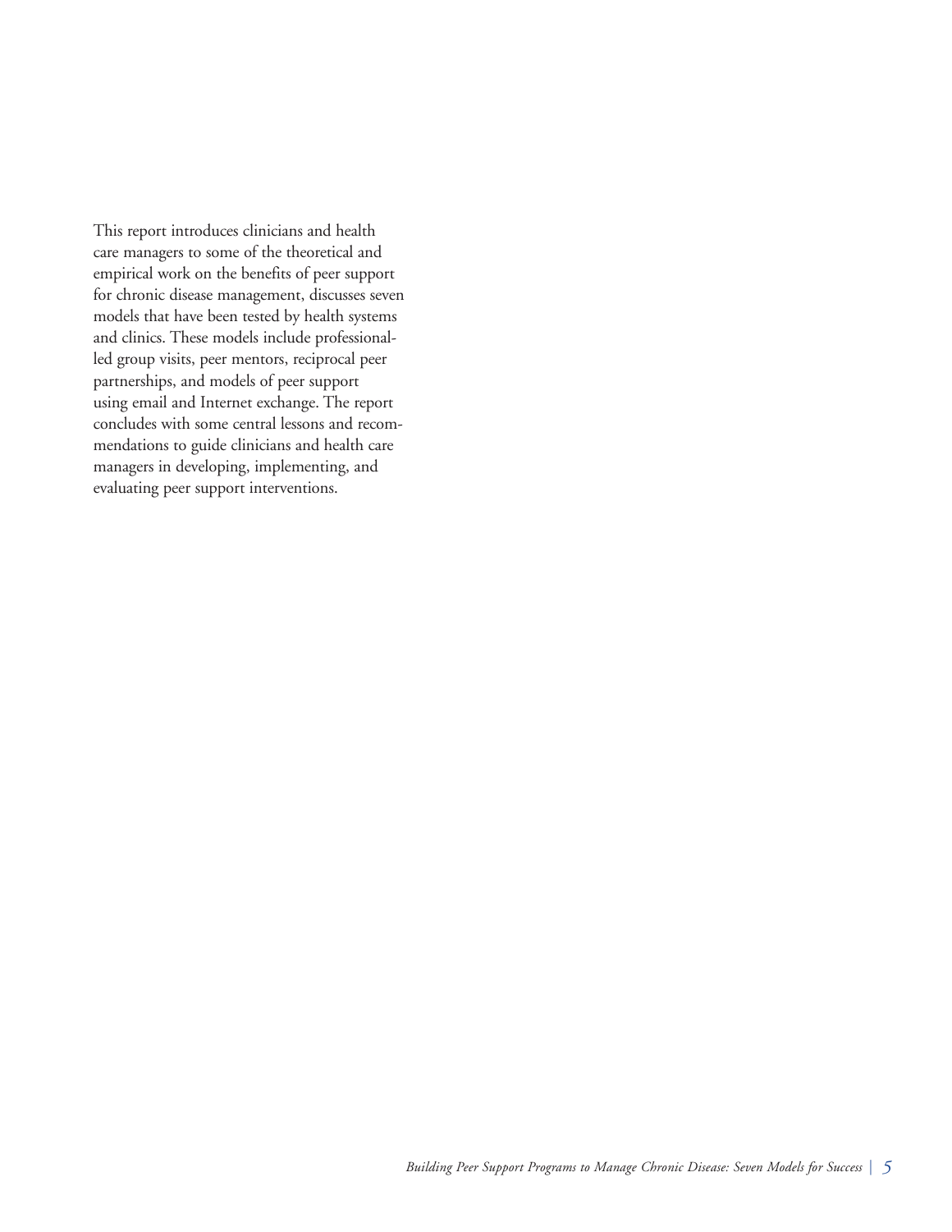This report introduces clinicians and health care managers to some of the theoretical and empirical work on the benefits of peer support for chronic disease management, discusses seven models that have been tested by health systems and clinics. These models include professional-led group visits, peer mentors, reciprocal peer partnerships, and models of peer support using email and Internet exchange. The report concludes with some central lessons and recommendations to guide clinicians and health care managers in developing, implementing, and evaluating peer support interventions.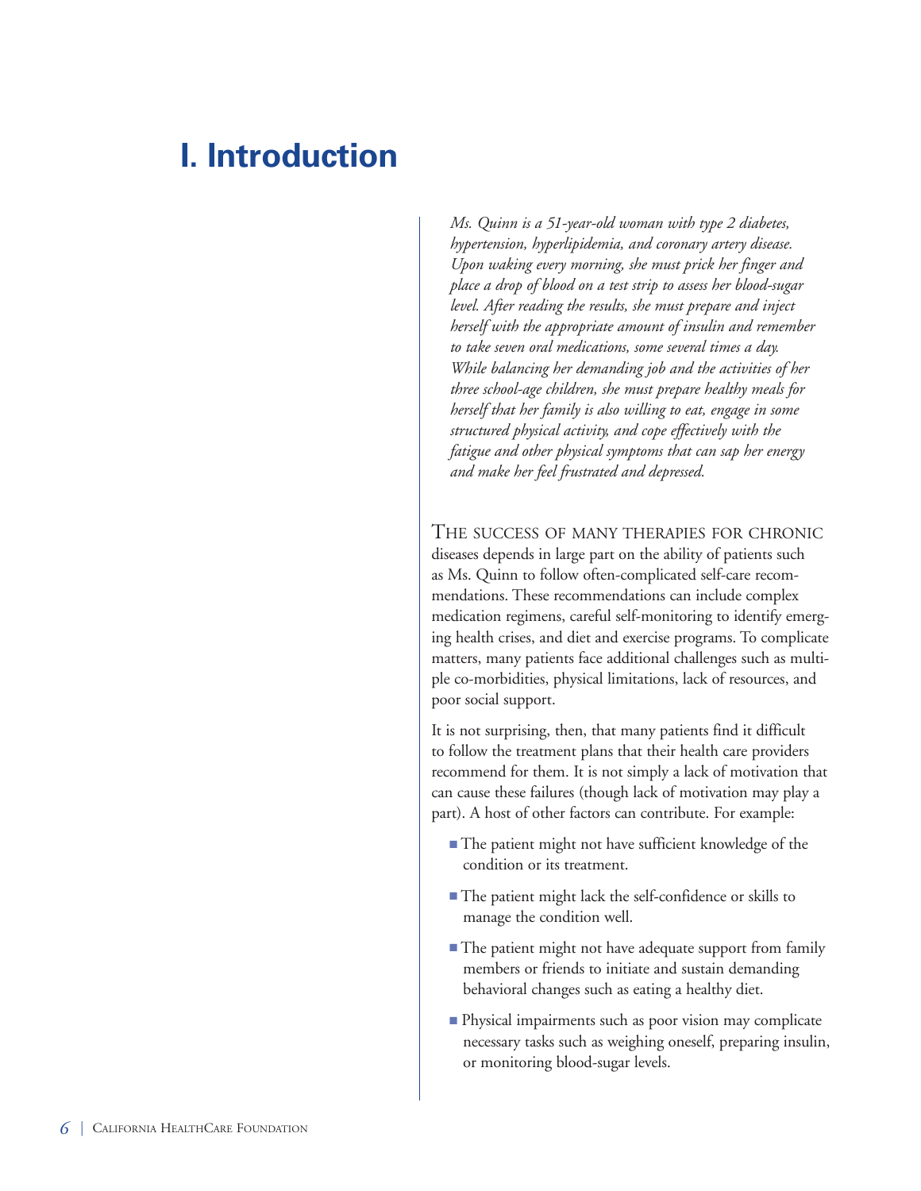# I. Introduction

*Ms. Quinn is a 51-year-old woman with type 2 diabetes, hypertension, hyperlipidemia, and coronary artery disease. Upon waking every morning, she must prick her finger and place a drop of blood on a test strip to assess her blood-sugar level. After reading the results, she must prepare and inject herself with the appropriate amount of insulin and remember to take seven oral medications, some several times a day. While balancing her demanding job and the activities of her three school-age children, she must prepare healthy meals for herself that her family is also willing to eat, engage in some structured physical activity, and cope effectively with the fatigue and other physical symptoms that can sap her energy and make her feel frustrated and depressed.*

THE SUCCESS OF MANY THERAPIES FOR CHRONIC diseases depends in large part on the ability of patients such as Ms. Quinn to follow often-complicated self-care recommendations. These recommendations can include complex medication regimens, careful self-monitoring to identify emerging health crises, and diet and exercise programs. To complicate matters, many patients face additional challenges such as multiple co-morbidities, physical limitations, lack of resources, and poor social support.

It is not surprising, then, that many patients find it difficult to follow the treatment plans that their health care providers recommend for them. It is not simply a lack of motivation that can cause these failures (though lack of motivation may play a part). A host of other factors can contribute. For example:

- The patient might not have sufficient knowledge of the condition or its treatment.
- The patient might lack the self-confidence or skills to manage the condition well.
- The patient might not have adequate support from family members or friends to initiate and sustain demanding behavioral changes such as eating a healthy diet.
- Physical impairments such as poor vision may complicate necessary tasks such as weighing oneself, preparing insulin, or monitoring blood-sugar levels.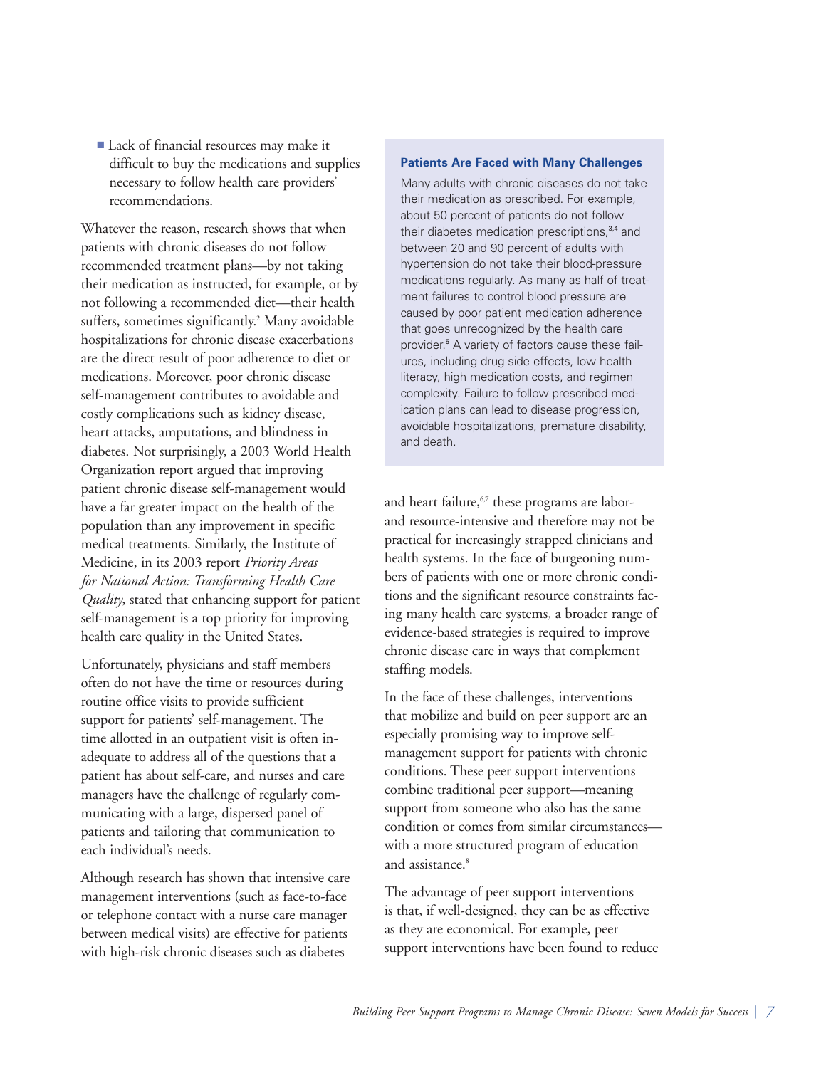- Lack of financial resources may make it difficult to buy the medications and supplies necessary to follow health care providers' recommendations.

Whatever the reason, research shows that when patients with chronic diseases do not follow recommended treatment plans—by not taking their medication as instructed, for example, or by not following a recommended diet—their health suffers, sometimes significantly.[2] Many avoidable hospitalizations for chronic disease exacerbations are the direct result of poor adherence to diet or medications. Moreover, poor chronic disease self-management contributes to avoidable and costly complications such as kidney disease, heart attacks, amputations, and blindness in diabetes. Not surprisingly, a 2003 World Health Organization report argued that improving patient chronic disease self-management would have a far greater impact on the health of the population than any improvement in specific medical treatments. Similarly, the Institute of Medicine, in its 2003 report *Priority Areas for National Action: Transforming Health Care Quality*, stated that enhancing support for patient self-management is a top priority for improving health care quality in the United States.

Unfortunately, physicians and staff members often do not have the time or resources during routine office visits to provide sufficient support for patients' self-management. The time allotted in an outpatient visit is often inadequate to address all of the questions that a patient has about self-care, and nurses and care managers have the challenge of regularly communicating with a large, dispersed panel of patients and tailoring that communication to each individual's needs.

Although research has shown that intensive care management interventions (such as face-to-face or telephone contact with a nurse care manager between medical visits) are effective for patients with high-risk chronic diseases such as diabetes and heart failure,[6,7] these programs are labor- and resource-intensive and therefore may not be practical for increasingly strapped clinicians and health systems. In the face of burgeoning numbers of patients with one or more chronic conditions and the significant resource constraints facing many health care systems, a broader range of evidence-based strategies is required to improve chronic disease care in ways that complement staffing models.

In the face of these challenges, interventions that mobilize and build on peer support are an especially promising way to improve self-management support for patients with chronic conditions. These peer support interventions combine traditional peer support—meaning support from someone who also has the same condition or comes from similar circumstances—with a more structured program of education and assistance.[8]

The advantage of peer support interventions is that, if well-designed, they can be as effective as they are economical. For example, peer support interventions have been found to reduce

**Patients Are Faced with Many Challenges**

Many adults with chronic diseases do not take their medication as prescribed. For example, about 50 percent of patients do not follow their diabetes medication prescriptions,[3,4] and between 20 and 90 percent of adults with hypertension do not take their blood-pressure medications regularly. As many as half of treatment failures to control blood pressure are caused by poor patient medication adherence that goes unrecognized by the health care provider.[5] A variety of factors cause these failures, including drug side effects, low health literacy, high medication costs, and regimen complexity. Failure to follow prescribed medication plans can lead to disease progression, avoidable hospitalizations, premature disability, and death.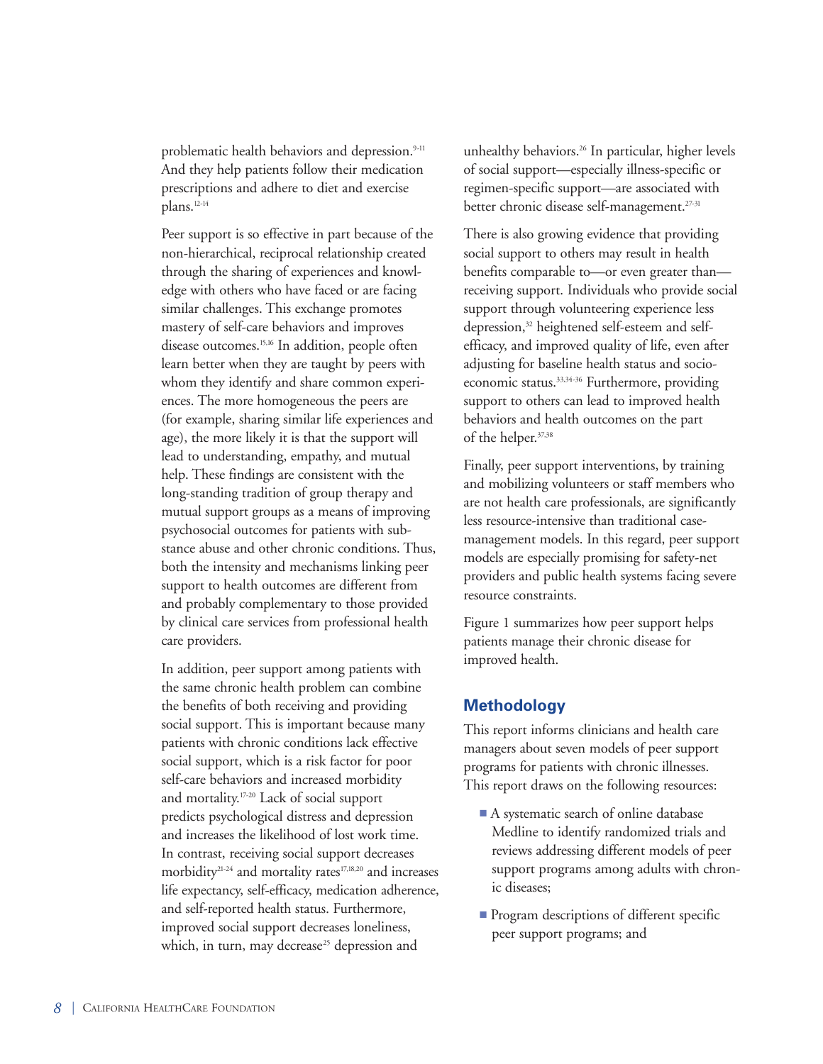problematic health behaviors and depression.[9-11] And they help patients follow their medication prescriptions and adhere to diet and exercise plans.[12-14]

Peer support is so effective in part because of the non-hierarchical, reciprocal relationship created through the sharing of experiences and knowledge with others who have faced or are facing similar challenges. This exchange promotes mastery of self-care behaviors and improves disease outcomes.[15,16] In addition, people often learn better when they are taught by peers with whom they identify and share common experiences. The more homogeneous the peers are (for example, sharing similar life experiences and age), the more likely it is that the support will lead to understanding, empathy, and mutual help. These findings are consistent with the long-standing tradition of group therapy and mutual support groups as a means of improving psychosocial outcomes for patients with substance abuse and other chronic conditions. Thus, both the intensity and mechanisms linking peer support to health outcomes are different from and probably complementary to those provided by clinical care services from professional health care providers.

In addition, peer support among patients with the same chronic health problem can combine the benefits of both receiving and providing social support. This is important because many patients with chronic conditions lack effective social support, which is a risk factor for poor self-care behaviors and increased morbidity and mortality.[17-20] Lack of social support predicts psychological distress and depression and increases the likelihood of lost work time. In contrast, receiving social support decreases morbidity[21-24] and mortality rates[17,18,20] and increases life expectancy, self-efficacy, medication adherence, and self-reported health status. Furthermore, improved social support decreases loneliness, which, in turn, may decrease[25] depression and unhealthy behaviors.[26] In particular, higher levels of social support—especially illness-specific or regimen-specific support—are associated with better chronic disease self-management.[27-31]

There is also growing evidence that providing social support to others may result in health benefits comparable to—or even greater than—receiving support. Individuals who provide social support through volunteering experience less depression,[32] heightened self-esteem and self-efficacy, and improved quality of life, even after adjusting for baseline health status and socioeconomic status.[33,34-36] Furthermore, providing support to others can lead to improved health behaviors and health outcomes on the part of the helper.[37,38]

Finally, peer support interventions, by training and mobilizing volunteers or staff members who are not health care professionals, are significantly less resource-intensive than traditional case-management models. In this regard, peer support models are especially promising for safety-net providers and public health systems facing severe resource constraints.

Figure 1 summarizes how peer support helps patients manage their chronic disease for improved health.

## Methodology

This report informs clinicians and health care managers about seven models of peer support programs for patients with chronic illnesses. This report draws on the following resources:

- A systematic search of online database Medline to identify randomized trials and reviews addressing different models of peer support programs among adults with chronic diseases;
- Program descriptions of different specific peer support programs; and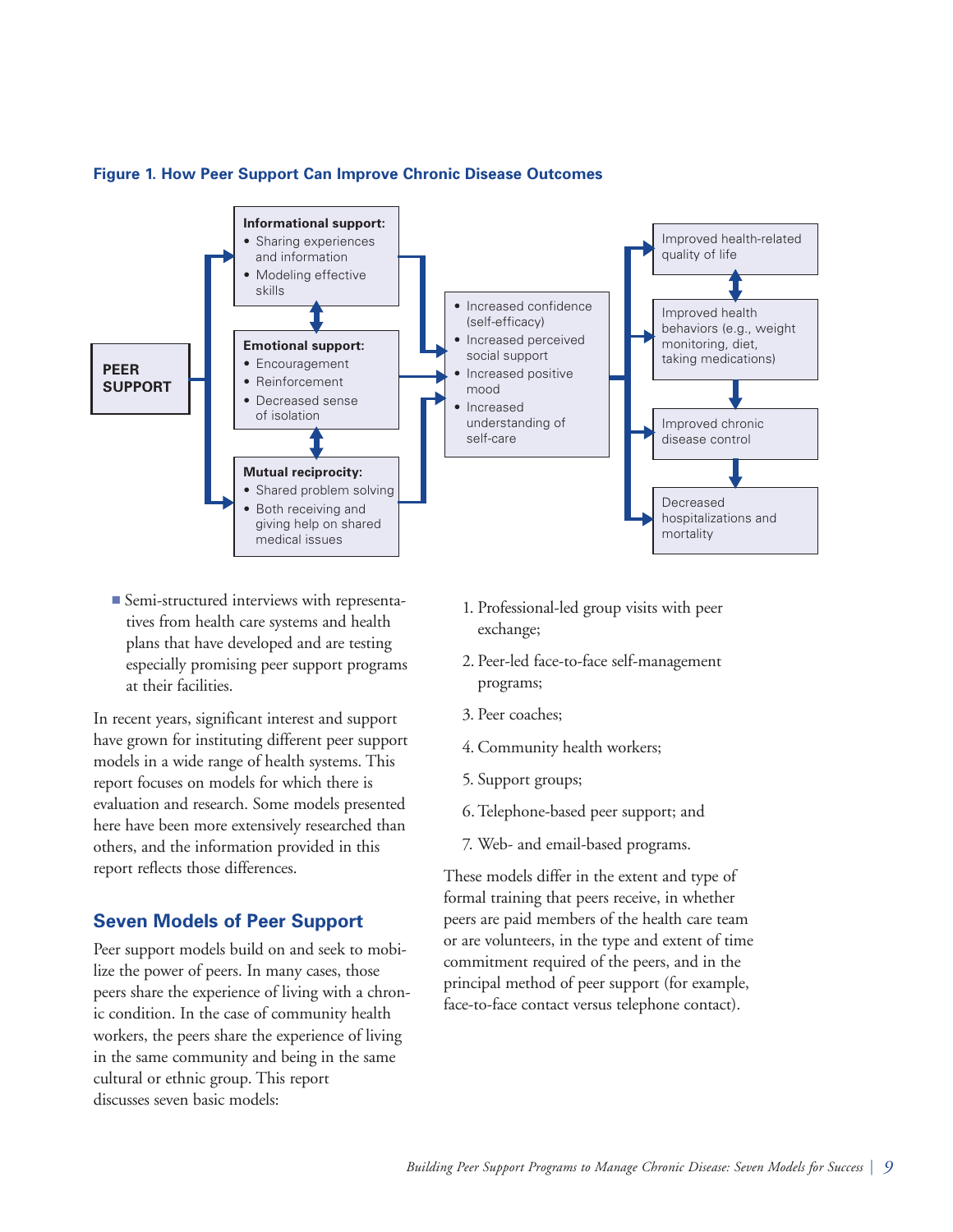**Figure 1. How Peer Support Can Improve Chronic Disease Outcomes**

**PEER SUPPORT**

**Informational support:**
- Sharing experiences and information
- Modeling effective skills

**Emotional support:**
- Encouragement
- Reinforcement
- Decreased sense of isolation

**Mutual reciprocity:**
- Shared problem solving
- Both receiving and giving help on shared medical issues

- Increased confidence (self-efficacy)
- Increased perceived social support
- Increased positive mood
- Increased understanding of self-care

Improved health-related quality of life

Improved health behaviors (e.g., weight monitoring, diet, taking medications)

Improved chronic disease control

Decreased hospitalizations and mortality

- Semi-structured interviews with representatives from health care systems and health plans that have developed and are testing especially promising peer support programs at their facilities.

In recent years, significant interest and support have grown for instituting different peer support models in a wide range of health systems. This report focuses on models for which there is evaluation and research. Some models presented here have been more extensively researched than others, and the information provided in this report reflects those differences.

## Seven Models of Peer Support

Peer support models build on and seek to mobilize the power of peers. In many cases, those peers share the experience of living with a chronic condition. In the case of community health workers, the peers share the experience of living in the same community and being in the same cultural or ethnic group. This report discusses seven basic models:

1. Professional-led group visits with peer exchange;
2. Peer-led face-to-face self-management programs;
3. Peer coaches;
4. Community health workers;
5. Support groups;
6. Telephone-based peer support; and
7. Web- and email-based programs.

These models differ in the extent and type of formal training that peers receive, in whether peers are paid members of the health care team or are volunteers, in the type and extent of time commitment required of the peers, and in the principal method of peer support (for example, face-to-face contact versus telephone contact).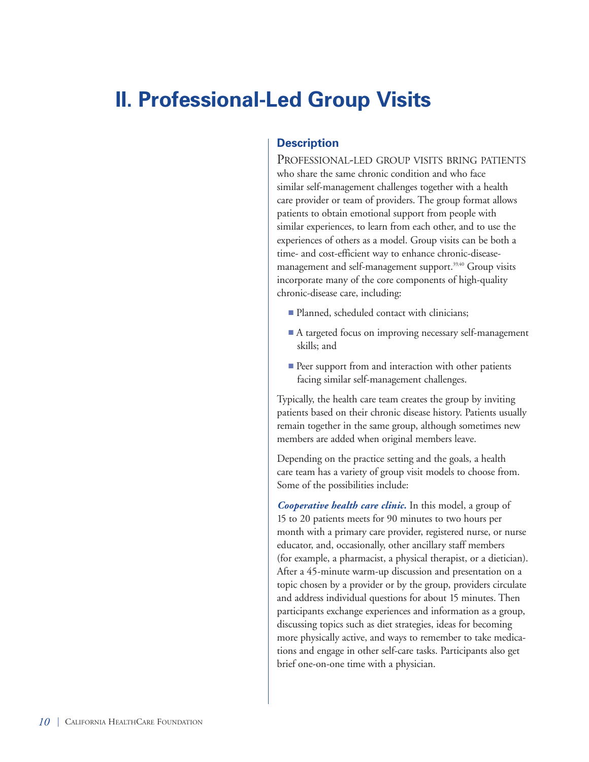# II. Professional-Led Group Visits

## Description

Professional-led group visits bring patients who share the same chronic condition and who face similar self-management challenges together with a health care provider or team of providers. The group format allows patients to obtain emotional support from people with similar experiences, to learn from each other, and to use the experiences of others as a model. Group visits can be both a time- and cost-efficient way to enhance chronic-disease-management and self-management support.[39,40] Group visits incorporate many of the core components of high-quality chronic-disease care, including:

- Planned, scheduled contact with clinicians;
- A targeted focus on improving necessary self-management skills; and
- Peer support from and interaction with other patients facing similar self-management challenges.

Typically, the health care team creates the group by inviting patients based on their chronic disease history. Patients usually remain together in the same group, although sometimes new members are added when original members leave.

Depending on the practice setting and the goals, a health care team has a variety of group visit models to choose from. Some of the possibilities include:

***Cooperative health care clinic.*** In this model, a group of 15 to 20 patients meets for 90 minutes to two hours per month with a primary care provider, registered nurse, or nurse educator, and, occasionally, other ancillary staff members (for example, a pharmacist, a physical therapist, or a dietician). After a 45-minute warm-up discussion and presentation on a topic chosen by a provider or by the group, providers circulate and address individual questions for about 15 minutes. Then participants exchange experiences and information as a group, discussing topics such as diet strategies, ideas for becoming more physically active, and ways to remember to take medications and engage in other self-care tasks. Participants also get brief one-on-one time with a physician.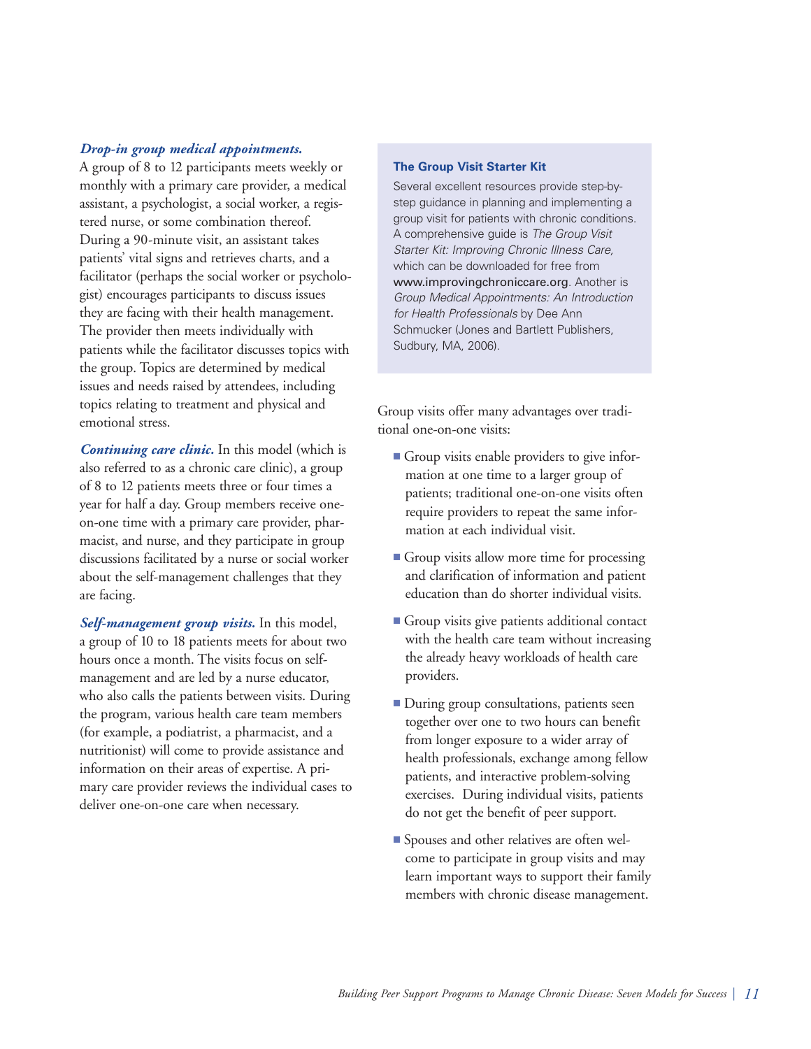***Drop-in group medical appointments.*** A group of 8 to 12 participants meets weekly or monthly with a primary care provider, a medical assistant, a psychologist, a social worker, a registered nurse, or some combination thereof. During a 90-minute visit, an assistant takes patients' vital signs and retrieves charts, and a facilitator (perhaps the social worker or psychologist) encourages participants to discuss issues they are facing with their health management. The provider then meets individually with patients while the facilitator discusses topics with the group. Topics are determined by medical issues and needs raised by attendees, including topics relating to treatment and physical and emotional stress.

***Continuing care clinic.*** In this model (which is also referred to as a chronic care clinic), a group of 8 to 12 patients meets three or four times a year for half a day. Group members receive one-on-one time with a primary care provider, pharmacist, and nurse, and they participate in group discussions facilitated by a nurse or social worker about the self-management challenges that they are facing.

***Self-management group visits.*** In this model, a group of 10 to 18 patients meets for about two hours once a month. The visits focus on self-management and are led by a nurse educator, who also calls the patients between visits. During the program, various health care team members (for example, a podiatrist, a pharmacist, and a nutritionist) will come to provide assistance and information on their areas of expertise. A primary care provider reviews the individual cases to deliver one-on-one care when necessary.

**The Group Visit Starter Kit**

Several excellent resources provide step-by-step guidance in planning and implementing a group visit for patients with chronic conditions. A comprehensive guide is *The Group Visit Starter Kit: Improving Chronic Illness Care,* which can be downloaded for free from www.improvingchroniccare.org. Another is *Group Medical Appointments: An Introduction for Health Professionals* by Dee Ann Schmucker (Jones and Bartlett Publishers, Sudbury, MA, 2006).

Group visits offer many advantages over traditional one-on-one visits:

- Group visits enable providers to give information at one time to a larger group of patients; traditional one-on-one visits often require providers to repeat the same information at each individual visit.
- Group visits allow more time for processing and clarification of information and patient education than do shorter individual visits.
- Group visits give patients additional contact with the health care team without increasing the already heavy workloads of health care providers.
- During group consultations, patients seen together over one to two hours can benefit from longer exposure to a wider array of health professionals, exchange among fellow patients, and interactive problem-solving exercises. During individual visits, patients do not get the benefit of peer support.
- Spouses and other relatives are often welcome to participate in group visits and may learn important ways to support their family members with chronic disease management.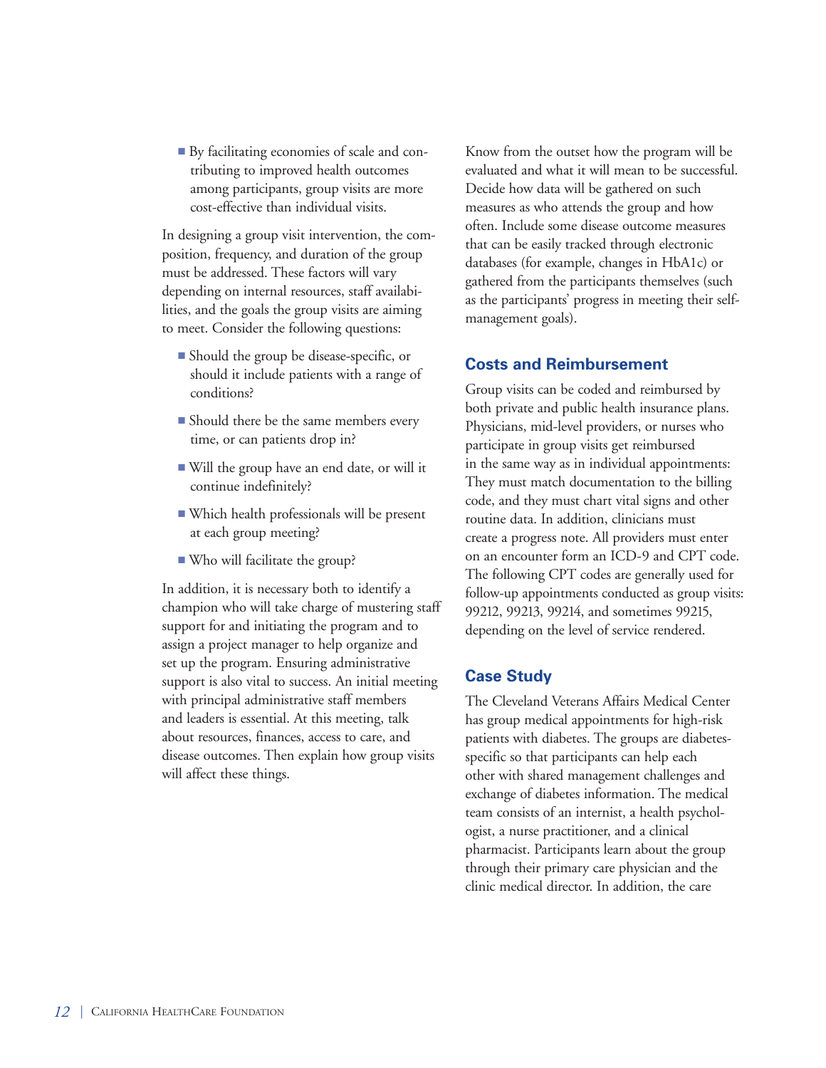- By facilitating economies of scale and contributing to improved health outcomes among participants, group visits are more cost-effective than individual visits.

In designing a group visit intervention, the composition, frequency, and duration of the group must be addressed. These factors will vary depending on internal resources, staff availabilities, and the goals the group visits are aiming to meet. Consider the following questions:

- Should the group be disease-specific, or should it include patients with a range of conditions?
- Should there be the same members every time, or can patients drop in?
- Will the group have an end date, or will it continue indefinitely?
- Which health professionals will be present at each group meeting?
- Who will facilitate the group?

In addition, it is necessary both to identify a champion who will take charge of mustering staff support for and initiating the program and to assign a project manager to help organize and set up the program. Ensuring administrative support is also vital to success. An initial meeting with principal administrative staff members and leaders is essential. At this meeting, talk about resources, finances, access to care, and disease outcomes. Then explain how group visits will affect these things.

Know from the outset how the program will be evaluated and what it will mean to be successful. Decide how data will be gathered on such measures as who attends the group and how often. Include some disease outcome measures that can be easily tracked through electronic databases (for example, changes in HbA1c) or gathered from the participants themselves (such as the participants' progress in meeting their self-management goals).

## Costs and Reimbursement

Group visits can be coded and reimbursed by both private and public health insurance plans. Physicians, mid-level providers, or nurses who participate in group visits get reimbursed in the same way as in individual appointments: They must match documentation to the billing code, and they must chart vital signs and other routine data. In addition, clinicians must create a progress note. All providers must enter on an encounter form an ICD-9 and CPT code. The following CPT codes are generally used for follow-up appointments conducted as group visits: 99212, 99213, 99214, and sometimes 99215, depending on the level of service rendered.

## Case Study

The Cleveland Veterans Affairs Medical Center has group medical appointments for high-risk patients with diabetes. The groups are diabetes-specific so that participants can help each other with shared management challenges and exchange of diabetes information. The medical team consists of an internist, a health psychologist, a nurse practitioner, and a clinical pharmacist. Participants learn about the group through their primary care physician and the clinic medical director. In addition, the care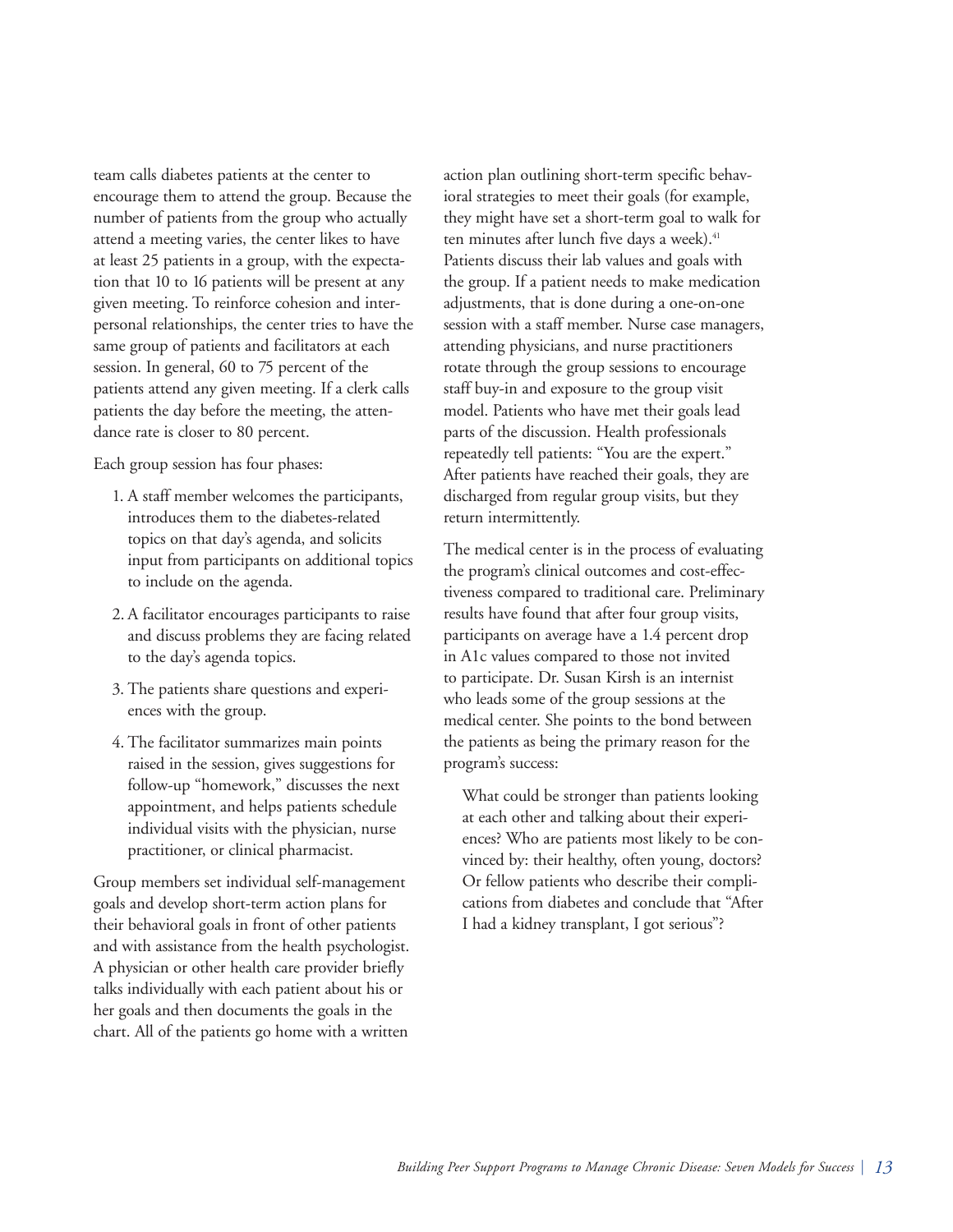team calls diabetes patients at the center to encourage them to attend the group. Because the number of patients from the group who actually attend a meeting varies, the center likes to have at least 25 patients in a group, with the expectation that 10 to 16 patients will be present at any given meeting. To reinforce cohesion and interpersonal relationships, the center tries to have the same group of patients and facilitators at each session. In general, 60 to 75 percent of the patients attend any given meeting. If a clerk calls patients the day before the meeting, the attendance rate is closer to 80 percent.

Each group session has four phases:

1. A staff member welcomes the participants, introduces them to the diabetes-related topics on that day's agenda, and solicits input from participants on additional topics to include on the agenda.
2. A facilitator encourages participants to raise and discuss problems they are facing related to the day's agenda topics.
3. The patients share questions and experiences with the group.
4. The facilitator summarizes main points raised in the session, gives suggestions for follow-up "homework," discusses the next appointment, and helps patients schedule individual visits with the physician, nurse practitioner, or clinical pharmacist.

Group members set individual self-management goals and develop short-term action plans for their behavioral goals in front of other patients and with assistance from the health psychologist. A physician or other health care provider briefly talks individually with each patient about his or her goals and then documents the goals in the chart. All of the patients go home with a written action plan outlining short-term specific behavioral strategies to meet their goals (for example, they might have set a short-term goal to walk for ten minutes after lunch five days a week).[41] Patients discuss their lab values and goals with the group. If a patient needs to make medication adjustments, that is done during a one-on-one session with a staff member. Nurse case managers, attending physicians, and nurse practitioners rotate through the group sessions to encourage staff buy-in and exposure to the group visit model. Patients who have met their goals lead parts of the discussion. Health professionals repeatedly tell patients: "You are the expert." After patients have reached their goals, they are discharged from regular group visits, but they return intermittently.

The medical center is in the process of evaluating the program's clinical outcomes and cost-effectiveness compared to traditional care. Preliminary results have found that after four group visits, participants on average have a 1.4 percent drop in A1c values compared to those not invited to participate. Dr. Susan Kirsh is an internist who leads some of the group sessions at the medical center. She points to the bond between the patients as being the primary reason for the program's success:

> What could be stronger than patients looking at each other and talking about their experiences? Who are patients most likely to be convinced by: their healthy, often young, doctors? Or fellow patients who describe their complications from diabetes and conclude that "After I had a kidney transplant, I got serious"?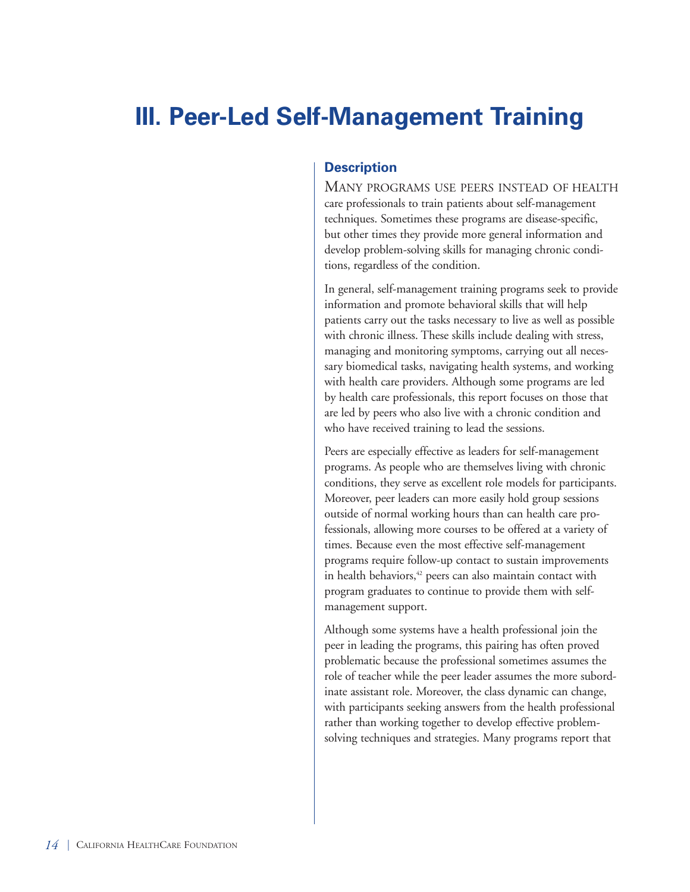# III. Peer-Led Self-Management Training

## Description

Many programs use peers instead of health care professionals to train patients about self-management techniques. Sometimes these programs are disease-specific, but other times they provide more general information and develop problem-solving skills for managing chronic conditions, regardless of the condition.

In general, self-management training programs seek to provide information and promote behavioral skills that will help patients carry out the tasks necessary to live as well as possible with chronic illness. These skills include dealing with stress, managing and monitoring symptoms, carrying out all necessary biomedical tasks, navigating health systems, and working with health care providers. Although some programs are led by health care professionals, this report focuses on those that are led by peers who also live with a chronic condition and who have received training to lead the sessions.

Peers are especially effective as leaders for self-management programs. As people who are themselves living with chronic conditions, they serve as excellent role models for participants. Moreover, peer leaders can more easily hold group sessions outside of normal working hours than can health care professionals, allowing more courses to be offered at a variety of times. Because even the most effective self-management programs require follow-up contact to sustain improvements in health behaviors,[42] peers can also maintain contact with program graduates to continue to provide them with self-management support.

Although some systems have a health professional join the peer in leading the programs, this pairing has often proved problematic because the professional sometimes assumes the role of teacher while the peer leader assumes the more subordinate assistant role. Moreover, the class dynamic can change, with participants seeking answers from the health professional rather than working together to develop effective problem-solving techniques and strategies. Many programs report that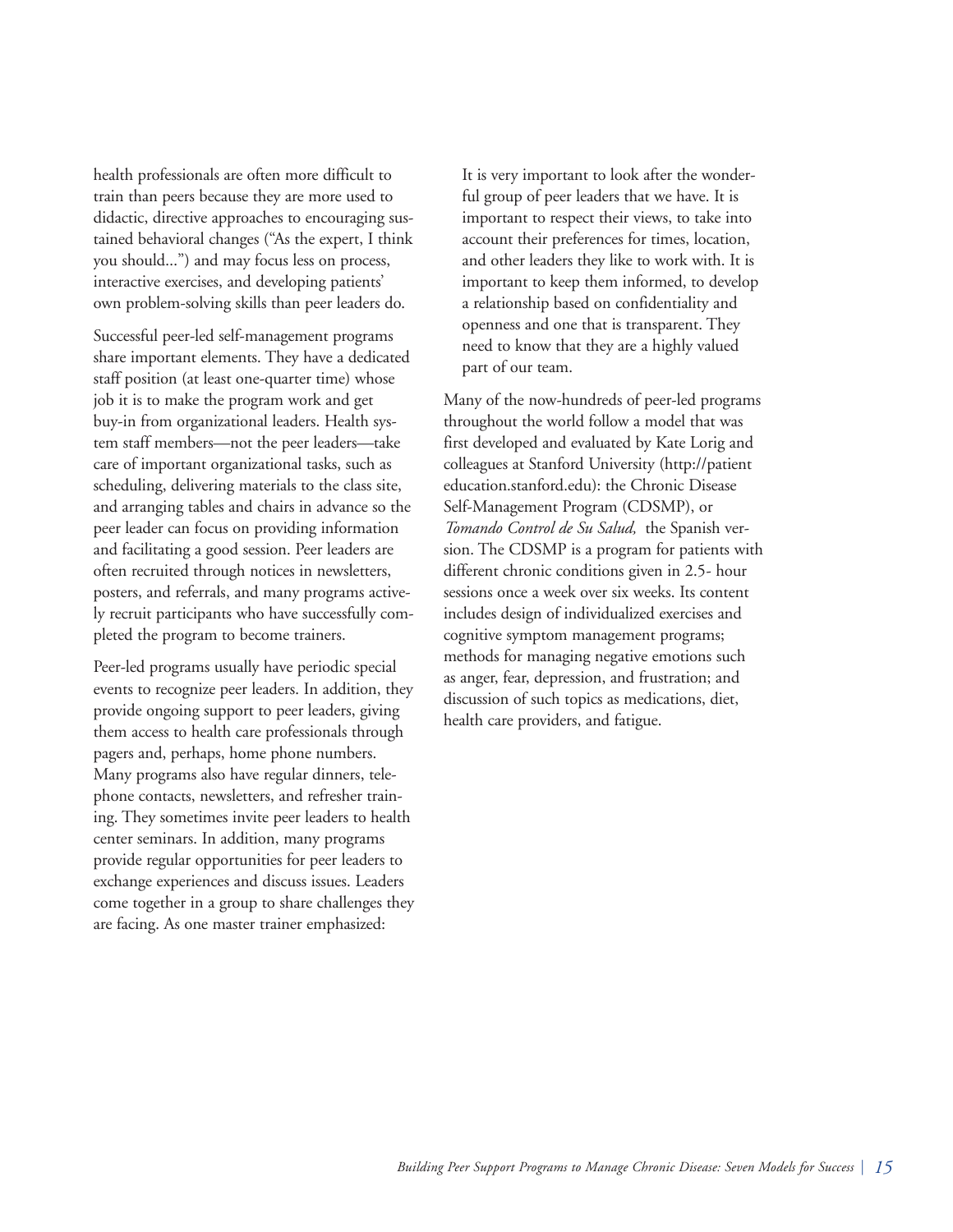health professionals are often more difficult to train than peers because they are more used to didactic, directive approaches to encouraging sustained behavioral changes ("As the expert, I think you should...") and may focus less on process, interactive exercises, and developing patients' own problem-solving skills than peer leaders do.

Successful peer-led self-management programs share important elements. They have a dedicated staff position (at least one-quarter time) whose job it is to make the program work and get buy-in from organizational leaders. Health system staff members—not the peer leaders—take care of important organizational tasks, such as scheduling, delivering materials to the class site, and arranging tables and chairs in advance so the peer leader can focus on providing information and facilitating a good session. Peer leaders are often recruited through notices in newsletters, posters, and referrals, and many programs actively recruit participants who have successfully completed the program to become trainers.

Peer-led programs usually have periodic special events to recognize peer leaders. In addition, they provide ongoing support to peer leaders, giving them access to health care professionals through pagers and, perhaps, home phone numbers. Many programs also have regular dinners, telephone contacts, newsletters, and refresher training. They sometimes invite peer leaders to health center seminars. In addition, many programs provide regular opportunities for peer leaders to exchange experiences and discuss issues. Leaders come together in a group to share challenges they are facing. As one master trainer emphasized:

> It is very important to look after the wonderful group of peer leaders that we have. It is important to respect their views, to take into account their preferences for times, location, and other leaders they like to work with. It is important to keep them informed, to develop a relationship based on confidentiality and openness and one that is transparent. They need to know that they are a highly valued part of our team.

Many of the now-hundreds of peer-led programs throughout the world follow a model that was first developed and evaluated by Kate Lorig and colleagues at Stanford University (http://patienteducation.stanford.edu): the Chronic Disease Self-Management Program (CDSMP), or *Tomando Control de Su Salud,* the Spanish version. The CDSMP is a program for patients with different chronic conditions given in 2.5- hour sessions once a week over six weeks. Its content includes design of individualized exercises and cognitive symptom management programs; methods for managing negative emotions such as anger, fear, depression, and frustration; and discussion of such topics as medications, diet, health care providers, and fatigue.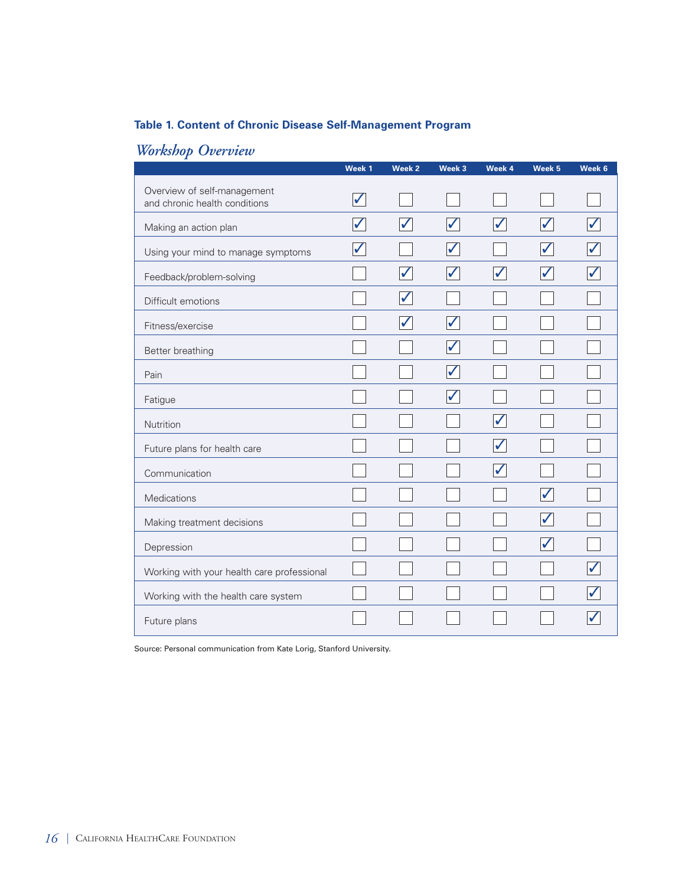**Table 1. Content of Chronic Disease Self-Management Program**

*Workshop Overview*

| | Week 1 | Week 2 | Week 3 | Week 4 | Week 5 | Week 6 |
|---|---|---|---|---|---|---|
| Overview of self-management and chronic health conditions | ✓ | | | | | |
| Making an action plan | ✓ | ✓ | ✓ | ✓ | ✓ | ✓ |
| Using your mind to manage symptoms | ✓ | | ✓ | | ✓ | ✓ |
| Feedback/problem-solving | | ✓ | ✓ | ✓ | ✓ | ✓ |
| Difficult emotions | | ✓ | | | | |
| Fitness/exercise | | ✓ | ✓ | | | |
| Better breathing | | | ✓ | | | |
| Pain | | | ✓ | | | |
| Fatigue | | | ✓ | | | |
| Nutrition | | | | ✓ | | |
| Future plans for health care | | | | ✓ | | |
| Communication | | | | ✓ | | |
| Medications | | | | | ✓ | |
| Making treatment decisions | | | | | ✓ | |
| Depression | | | | | ✓ | |
| Working with your health care professional | | | | | | ✓ |
| Working with the health care system | | | | | | ✓ |
| Future plans | | | | | | ✓ |

Source: Personal communication from Kate Lorig, Stanford University.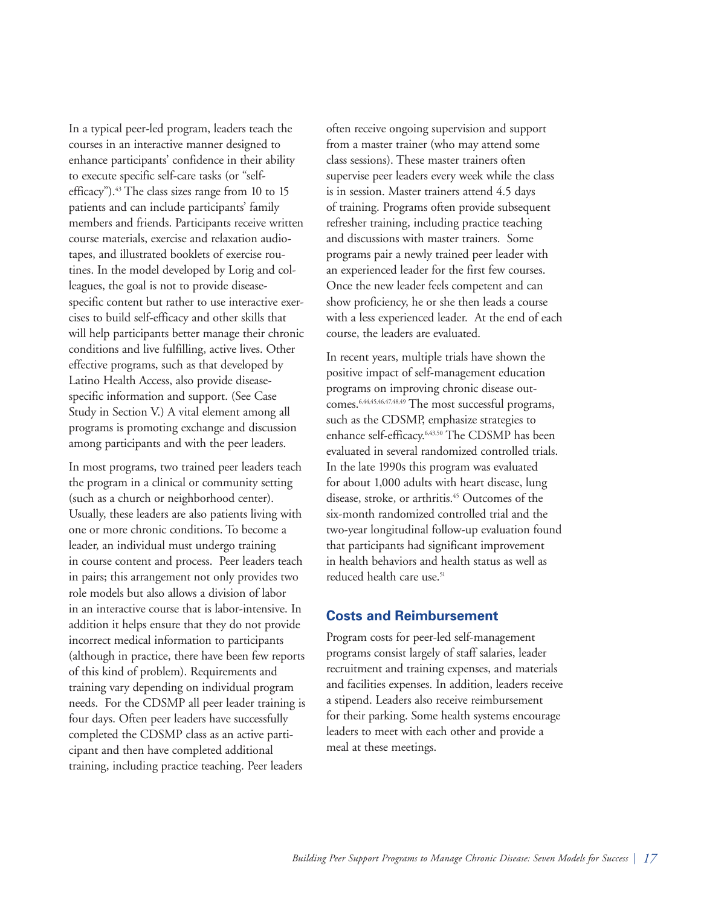In a typical peer-led program, leaders teach the courses in an interactive manner designed to enhance participants' confidence in their ability to execute specific self-care tasks (or "self-efficacy").[43] The class sizes range from 10 to 15 patients and can include participants' family members and friends. Participants receive written course materials, exercise and relaxation audiotapes, and illustrated booklets of exercise routines. In the model developed by Lorig and colleagues, the goal is not to provide disease-specific content but rather to use interactive exercises to build self-efficacy and other skills that will help participants better manage their chronic conditions and live fulfilling, active lives. Other effective programs, such as that developed by Latino Health Access, also provide disease-specific information and support. (See Case Study in Section V.) A vital element among all programs is promoting exchange and discussion among participants and with the peer leaders.

In most programs, two trained peer leaders teach the program in a clinical or community setting (such as a church or neighborhood center). Usually, these leaders are also patients living with one or more chronic conditions. To become a leader, an individual must undergo training in course content and process. Peer leaders teach in pairs; this arrangement not only provides two role models but also allows a division of labor in an interactive course that is labor-intensive. In addition it helps ensure that they do not provide incorrect medical information to participants (although in practice, there have been few reports of this kind of problem). Requirements and training vary depending on individual program needs. For the CDSMP all peer leader training is four days. Often peer leaders have successfully completed the CDSMP class as an active participant and then have completed additional training, including practice teaching. Peer leaders often receive ongoing supervision and support from a master trainer (who may attend some class sessions). These master trainers often supervise peer leaders every week while the class is in session. Master trainers attend 4.5 days of training. Programs often provide subsequent refresher training, including practice teaching and discussions with master trainers. Some programs pair a newly trained peer leader with an experienced leader for the first few courses. Once the new leader feels competent and can show proficiency, he or she then leads a course with a less experienced leader. At the end of each course, the leaders are evaluated.

In recent years, multiple trials have shown the positive impact of self-management education programs on improving chronic disease outcomes.[6,44,45,46,47,48,49] The most successful programs, such as the CDSMP, emphasize strategies to enhance self-efficacy.[6,43,50] The CDSMP has been evaluated in several randomized controlled trials. In the late 1990s this program was evaluated for about 1,000 adults with heart disease, lung disease, stroke, or arthritis.[45] Outcomes of the six-month randomized controlled trial and the two-year longitudinal follow-up evaluation found that participants had significant improvement in health behaviors and health status as well as reduced health care use.[51]

## Costs and Reimbursement

Program costs for peer-led self-management programs consist largely of staff salaries, leader recruitment and training expenses, and materials and facilities expenses. In addition, leaders receive a stipend. Leaders also receive reimbursement for their parking. Some health systems encourage leaders to meet with each other and provide a meal at these meetings.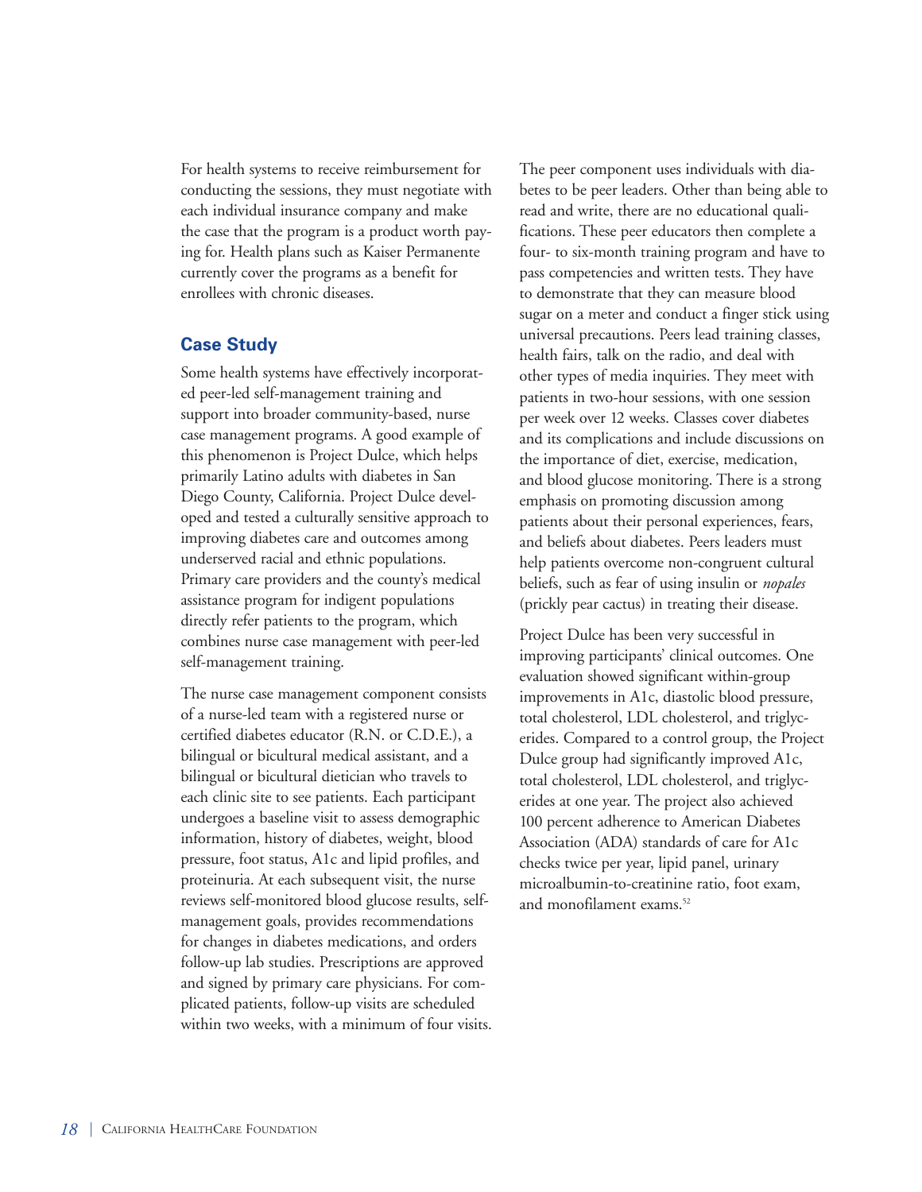For health systems to receive reimbursement for conducting the sessions, they must negotiate with each individual insurance company and make the case that the program is a product worth paying for. Health plans such as Kaiser Permanente currently cover the programs as a benefit for enrollees with chronic diseases.

## Case Study

Some health systems have effectively incorporated peer-led self-management training and support into broader community-based, nurse case management programs. A good example of this phenomenon is Project Dulce, which helps primarily Latino adults with diabetes in San Diego County, California. Project Dulce developed and tested a culturally sensitive approach to improving diabetes care and outcomes among underserved racial and ethnic populations. Primary care providers and the county's medical assistance program for indigent populations directly refer patients to the program, which combines nurse case management with peer-led self-management training.

The nurse case management component consists of a nurse-led team with a registered nurse or certified diabetes educator (R.N. or C.D.E.), a bilingual or bicultural medical assistant, and a bilingual or bicultural dietician who travels to each clinic site to see patients. Each participant undergoes a baseline visit to assess demographic information, history of diabetes, weight, blood pressure, foot status, A1c and lipid profiles, and proteinuria. At each subsequent visit, the nurse reviews self-monitored blood glucose results, self-management goals, provides recommendations for changes in diabetes medications, and orders follow-up lab studies. Prescriptions are approved and signed by primary care physicians. For complicated patients, follow-up visits are scheduled within two weeks, with a minimum of four visits.

The peer component uses individuals with diabetes to be peer leaders. Other than being able to read and write, there are no educational qualifications. These peer educators then complete a four- to six-month training program and have to pass competencies and written tests. They have to demonstrate that they can measure blood sugar on a meter and conduct a finger stick using universal precautions. Peers lead training classes, health fairs, talk on the radio, and deal with other types of media inquiries. They meet with patients in two-hour sessions, with one session per week over 12 weeks. Classes cover diabetes and its complications and include discussions on the importance of diet, exercise, medication, and blood glucose monitoring. There is a strong emphasis on promoting discussion among patients about their personal experiences, fears, and beliefs about diabetes. Peers leaders must help patients overcome non-congruent cultural beliefs, such as fear of using insulin or *nopales* (prickly pear cactus) in treating their disease.

Project Dulce has been very successful in improving participants' clinical outcomes. One evaluation showed significant within-group improvements in A1c, diastolic blood pressure, total cholesterol, LDL cholesterol, and triglycerides. Compared to a control group, the Project Dulce group had significantly improved A1c, total cholesterol, LDL cholesterol, and triglycerides at one year. The project also achieved 100 percent adherence to American Diabetes Association (ADA) standards of care for A1c checks twice per year, lipid panel, urinary microalbumin-to-creatinine ratio, foot exam, and monofilament exams.[52]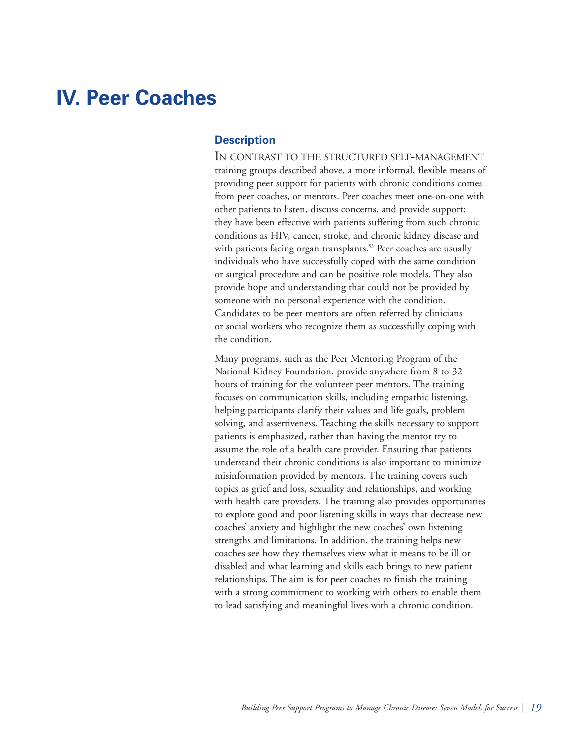# IV. Peer Coaches

## Description

In contrast to the structured self-management training groups described above, a more informal, flexible means of providing peer support for patients with chronic conditions comes from peer coaches, or mentors. Peer coaches meet one-on-one with other patients to listen, discuss concerns, and provide support; they have been effective with patients suffering from such chronic conditions as HIV, cancer, stroke, and chronic kidney disease and with patients facing organ transplants.[53] Peer coaches are usually individuals who have successfully coped with the same condition or surgical procedure and can be positive role models. They also provide hope and understanding that could not be provided by someone with no personal experience with the condition. Candidates to be peer mentors are often referred by clinicians or social workers who recognize them as successfully coping with the condition.

Many programs, such as the Peer Mentoring Program of the National Kidney Foundation, provide anywhere from 8 to 32 hours of training for the volunteer peer mentors. The training focuses on communication skills, including empathic listening, helping participants clarify their values and life goals, problem solving, and assertiveness. Teaching the skills necessary to support patients is emphasized, rather than having the mentor try to assume the role of a health care provider. Ensuring that patients understand their chronic conditions is also important to minimize misinformation provided by mentors. The training covers such topics as grief and loss, sexuality and relationships, and working with health care providers. The training also provides opportunities to explore good and poor listening skills in ways that decrease new coaches' anxiety and highlight the new coaches' own listening strengths and limitations. In addition, the training helps new coaches see how they themselves view what it means to be ill or disabled and what learning and skills each brings to new patient relationships. The aim is for peer coaches to finish the training with a strong commitment to working with others to enable them to lead satisfying and meaningful lives with a chronic condition.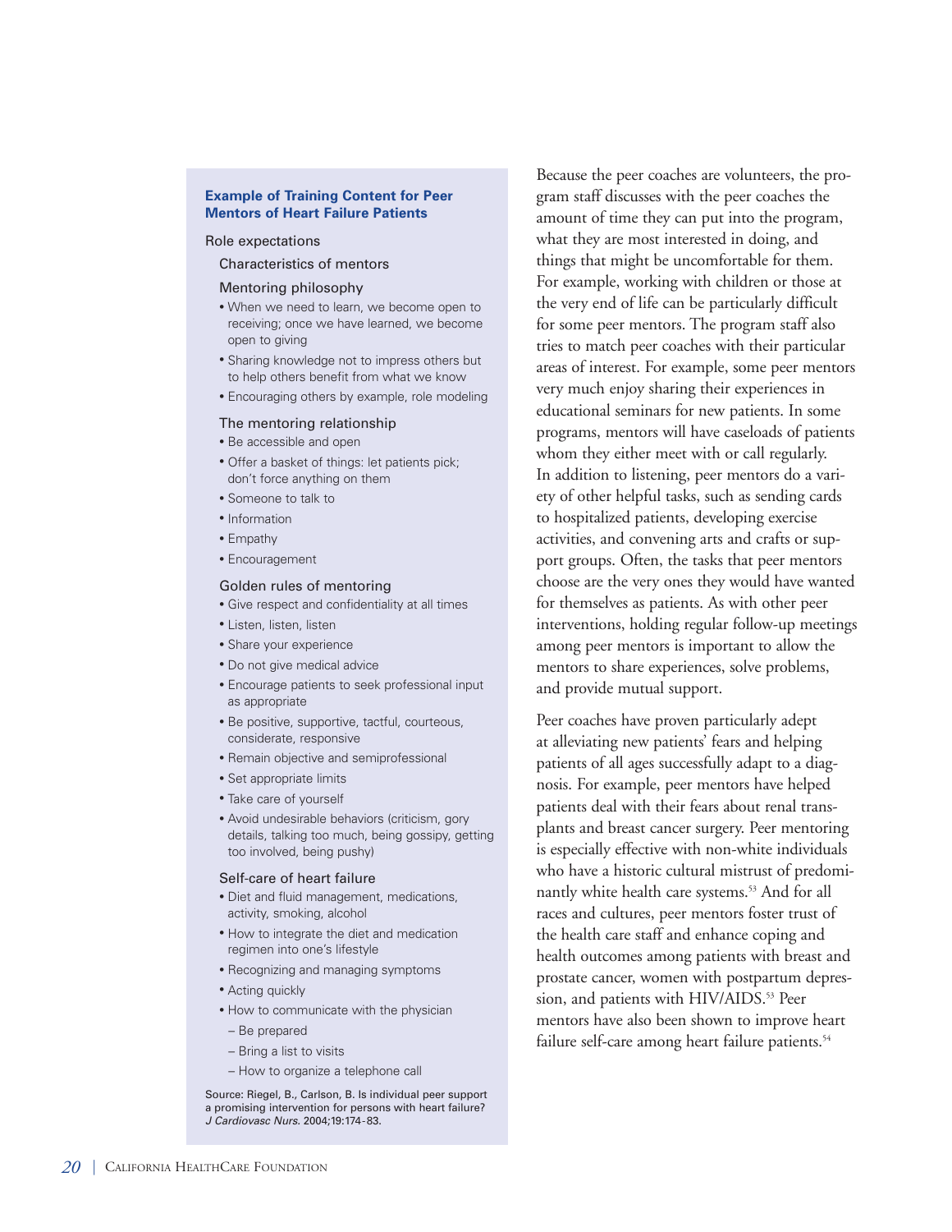### Example of Training Content for Peer Mentors of Heart Failure Patients

Role expectations

Characteristics of mentors

Mentoring philosophy

- When we need to learn, we become open to receiving; once we have learned, we become open to giving
- Sharing knowledge not to impress others but to help others benefit from what we know
- Encouraging others by example, role modeling

The mentoring relationship

- Be accessible and open
- Offer a basket of things: let patients pick; don't force anything on them
- Someone to talk to
- Information
- Empathy
- Encouragement

Golden rules of mentoring

- Give respect and confidentiality at all times
- Listen, listen, listen
- Share your experience
- Do not give medical advice
- Encourage patients to seek professional input as appropriate
- Be positive, supportive, tactful, courteous, considerate, responsive
- Remain objective and semiprofessional
- Set appropriate limits
- Take care of yourself
- Avoid undesirable behaviors (criticism, gory details, talking too much, being gossipy, getting too involved, being pushy)

Self-care of heart failure

- Diet and fluid management, medications, activity, smoking, alcohol
- How to integrate the diet and medication regimen into one's lifestyle
- Recognizing and managing symptoms
- Acting quickly
- How to communicate with the physician
  - Be prepared
  - Bring a list to visits
  - How to organize a telephone call

Source: Riegel, B., Carlson, B. Is individual peer support a promising intervention for persons with heart failure? *J Cardiovasc Nurs.* 2004;19:174-83.

Because the peer coaches are volunteers, the program staff discusses with the peer coaches the amount of time they can put into the program, what they are most interested in doing, and things that might be uncomfortable for them. For example, working with children or those at the very end of life can be particularly difficult for some peer mentors. The program staff also tries to match peer coaches with their particular areas of interest. For example, some peer mentors very much enjoy sharing their experiences in educational seminars for new patients. In some programs, mentors will have caseloads of patients whom they either meet with or call regularly. In addition to listening, peer mentors do a variety of other helpful tasks, such as sending cards to hospitalized patients, developing exercise activities, and convening arts and crafts or support groups. Often, the tasks that peer mentors choose are the very ones they would have wanted for themselves as patients. As with other peer interventions, holding regular follow-up meetings among peer mentors is important to allow the mentors to share experiences, solve problems, and provide mutual support.

Peer coaches have proven particularly adept at alleviating new patients' fears and helping patients of all ages successfully adapt to a diagnosis. For example, peer mentors have helped patients deal with their fears about renal transplants and breast cancer surgery. Peer mentoring is especially effective with non-white individuals who have a historic cultural mistrust of predominantly white health care systems.[53] And for all races and cultures, peer mentors foster trust of the health care staff and enhance coping and health outcomes among patients with breast and prostate cancer, women with postpartum depression, and patients with HIV/AIDS.[53] Peer mentors have also been shown to improve heart failure self-care among heart failure patients.[54]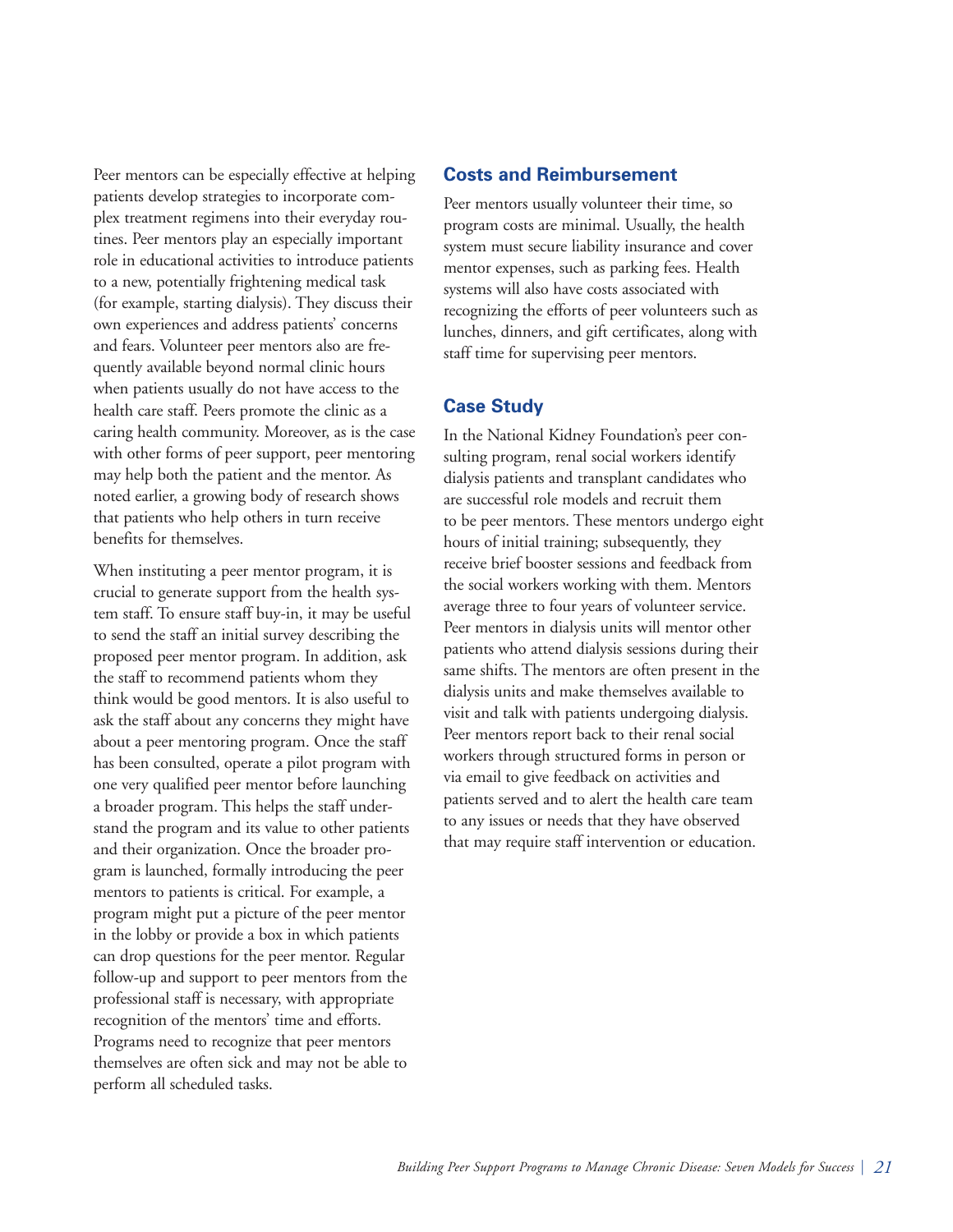Peer mentors can be especially effective at helping patients develop strategies to incorporate complex treatment regimens into their everyday routines. Peer mentors play an especially important role in educational activities to introduce patients to a new, potentially frightening medical task (for example, starting dialysis). They discuss their own experiences and address patients' concerns and fears. Volunteer peer mentors also are frequently available beyond normal clinic hours when patients usually do not have access to the health care staff. Peers promote the clinic as a caring health community. Moreover, as is the case with other forms of peer support, peer mentoring may help both the patient and the mentor. As noted earlier, a growing body of research shows that patients who help others in turn receive benefits for themselves.

When instituting a peer mentor program, it is crucial to generate support from the health system staff. To ensure staff buy-in, it may be useful to send the staff an initial survey describing the proposed peer mentor program. In addition, ask the staff to recommend patients whom they think would be good mentors. It is also useful to ask the staff about any concerns they might have about a peer mentoring program. Once the staff has been consulted, operate a pilot program with one very qualified peer mentor before launching a broader program. This helps the staff understand the program and its value to other patients and their organization. Once the broader program is launched, formally introducing the peer mentors to patients is critical. For example, a program might put a picture of the peer mentor in the lobby or provide a box in which patients can drop questions for the peer mentor. Regular follow-up and support to peer mentors from the professional staff is necessary, with appropriate recognition of the mentors' time and efforts. Programs need to recognize that peer mentors themselves are often sick and may not be able to perform all scheduled tasks.

## Costs and Reimbursement

Peer mentors usually volunteer their time, so program costs are minimal. Usually, the health system must secure liability insurance and cover mentor expenses, such as parking fees. Health systems will also have costs associated with recognizing the efforts of peer volunteers such as lunches, dinners, and gift certificates, along with staff time for supervising peer mentors.

## Case Study

In the National Kidney Foundation's peer consulting program, renal social workers identify dialysis patients and transplant candidates who are successful role models and recruit them to be peer mentors. These mentors undergo eight hours of initial training; subsequently, they receive brief booster sessions and feedback from the social workers working with them. Mentors average three to four years of volunteer service. Peer mentors in dialysis units will mentor other patients who attend dialysis sessions during their same shifts. The mentors are often present in the dialysis units and make themselves available to visit and talk with patients undergoing dialysis. Peer mentors report back to their renal social workers through structured forms in person or via email to give feedback on activities and patients served and to alert the health care team to any issues or needs that they have observed that may require staff intervention or education.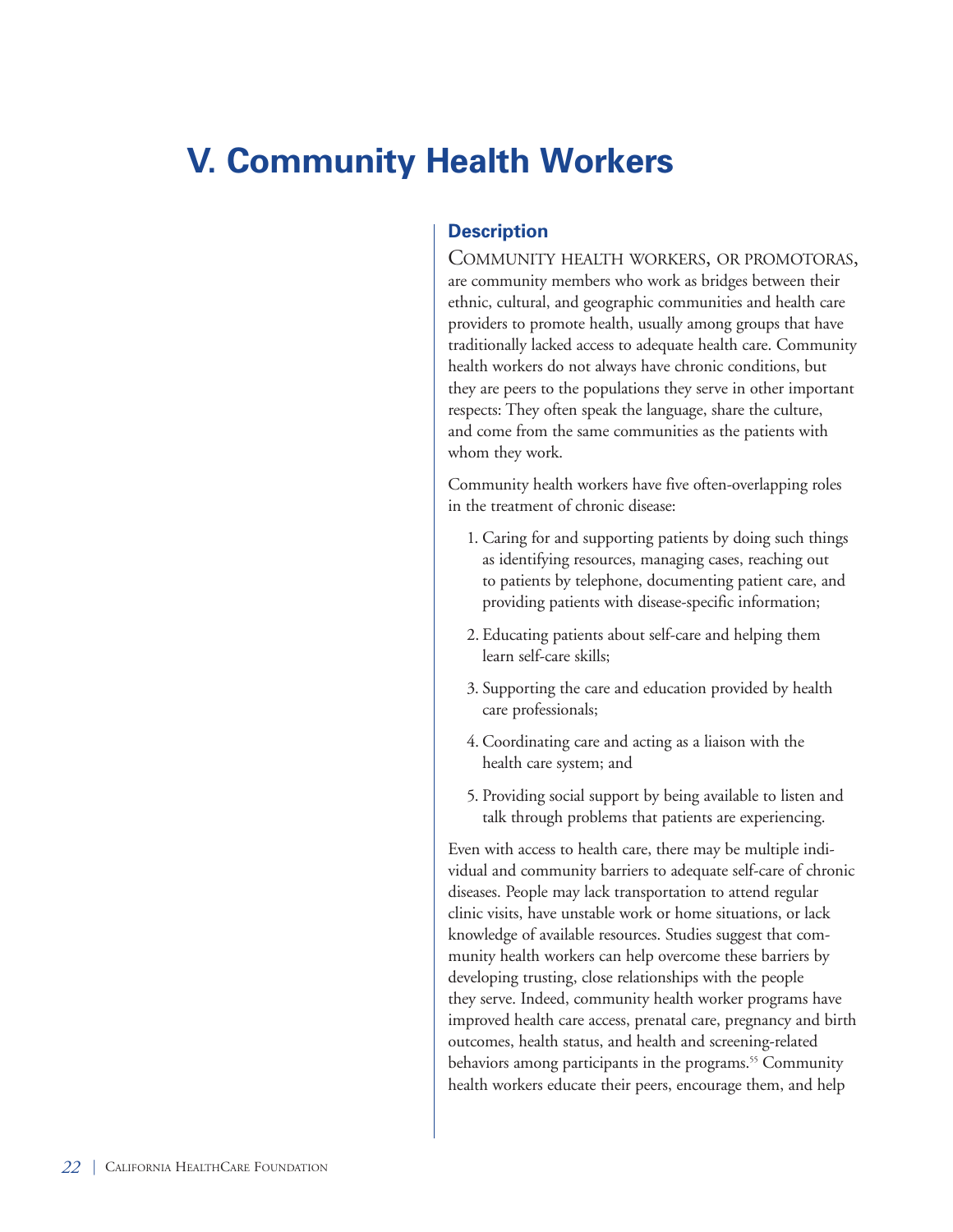# V. Community Health Workers

## Description

Community health workers, or promotoras, are community members who work as bridges between their ethnic, cultural, and geographic communities and health care providers to promote health, usually among groups that have traditionally lacked access to adequate health care. Community health workers do not always have chronic conditions, but they are peers to the populations they serve in other important respects: They often speak the language, share the culture, and come from the same communities as the patients with whom they work.

Community health workers have five often-overlapping roles in the treatment of chronic disease:

1. Caring for and supporting patients by doing such things as identifying resources, managing cases, reaching out to patients by telephone, documenting patient care, and providing patients with disease-specific information;
2. Educating patients about self-care and helping them learn self-care skills;
3. Supporting the care and education provided by health care professionals;
4. Coordinating care and acting as a liaison with the health care system; and
5. Providing social support by being available to listen and talk through problems that patients are experiencing.

Even with access to health care, there may be multiple individual and community barriers to adequate self-care of chronic diseases. People may lack transportation to attend regular clinic visits, have unstable work or home situations, or lack knowledge of available resources. Studies suggest that community health workers can help overcome these barriers by developing trusting, close relationships with the people they serve. Indeed, community health worker programs have improved health care access, prenatal care, pregnancy and birth outcomes, health status, and health and screening-related behaviors among participants in the programs.[55] Community health workers educate their peers, encourage them, and help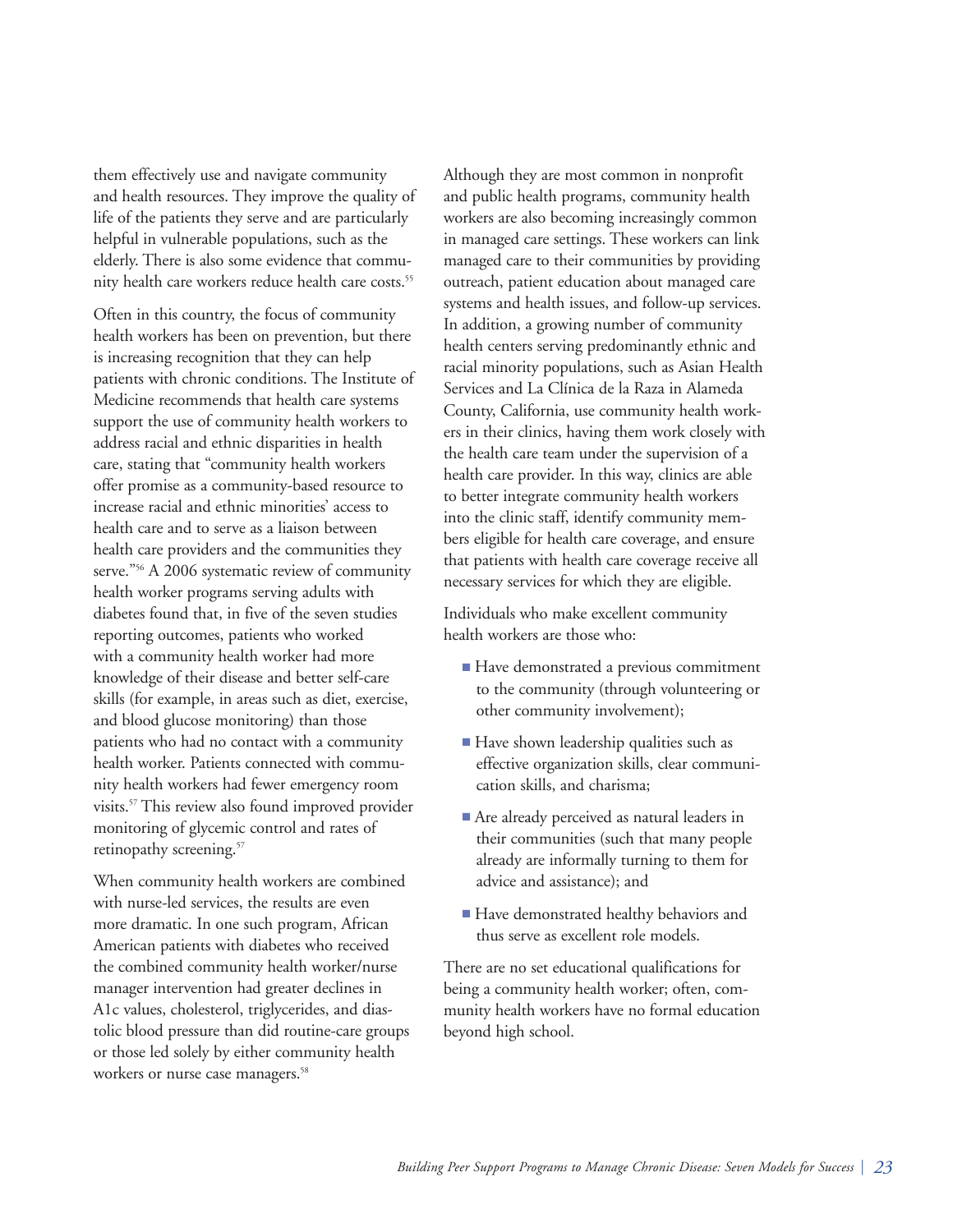them effectively use and navigate community and health resources. They improve the quality of life of the patients they serve and are particularly helpful in vulnerable populations, such as the elderly. There is also some evidence that community health care workers reduce health care costs.[55]

Often in this country, the focus of community health workers has been on prevention, but there is increasing recognition that they can help patients with chronic conditions. The Institute of Medicine recommends that health care systems support the use of community health workers to address racial and ethnic disparities in health care, stating that "community health workers offer promise as a community-based resource to increase racial and ethnic minorities' access to health care and to serve as a liaison between health care providers and the communities they serve."[56] A 2006 systematic review of community health worker programs serving adults with diabetes found that, in five of the seven studies reporting outcomes, patients who worked with a community health worker had more knowledge of their disease and better self-care skills (for example, in areas such as diet, exercise, and blood glucose monitoring) than those patients who had no contact with a community health worker. Patients connected with community health workers had fewer emergency room visits.[57] This review also found improved provider monitoring of glycemic control and rates of retinopathy screening.[57]

When community health workers are combined with nurse-led services, the results are even more dramatic. In one such program, African American patients with diabetes who received the combined community health worker/nurse manager intervention had greater declines in A1c values, cholesterol, triglycerides, and diastolic blood pressure than did routine-care groups or those led solely by either community health workers or nurse case managers.[58]

Although they are most common in nonprofit and public health programs, community health workers are also becoming increasingly common in managed care settings. These workers can link managed care to their communities by providing outreach, patient education about managed care systems and health issues, and follow-up services. In addition, a growing number of community health centers serving predominantly ethnic and racial minority populations, such as Asian Health Services and La Clínica de la Raza in Alameda County, California, use community health workers in their clinics, having them work closely with the health care team under the supervision of a health care provider. In this way, clinics are able to better integrate community health workers into the clinic staff, identify community members eligible for health care coverage, and ensure that patients with health care coverage receive all necessary services for which they are eligible.

Individuals who make excellent community health workers are those who:

- Have demonstrated a previous commitment to the community (through volunteering or other community involvement);
- Have shown leadership qualities such as effective organization skills, clear communication skills, and charisma;
- Are already perceived as natural leaders in their communities (such that many people already are informally turning to them for advice and assistance); and
- Have demonstrated healthy behaviors and thus serve as excellent role models.

There are no set educational qualifications for being a community health worker; often, community health workers have no formal education beyond high school.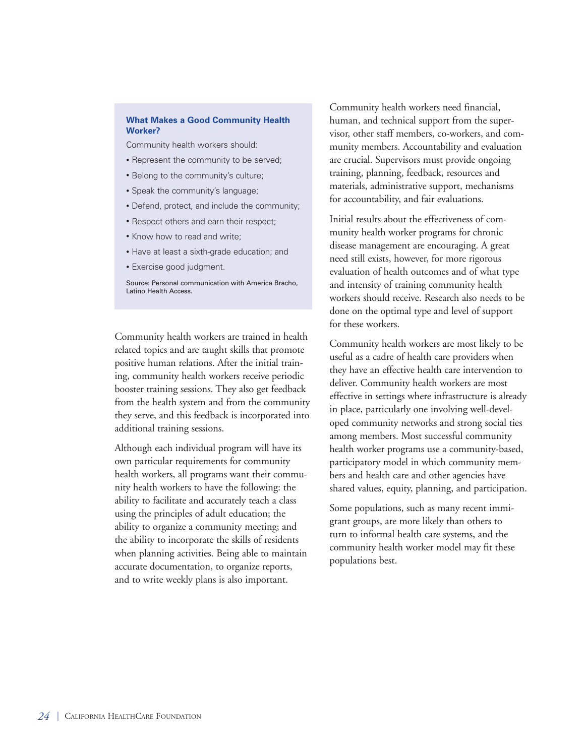### What Makes a Good Community Health Worker?

Community health workers should:

- Represent the community to be served;
- Belong to the community's culture;
- Speak the community's language;
- Defend, protect, and include the community;
- Respect others and earn their respect;
- Know how to read and write;
- Have at least a sixth-grade education; and
- Exercise good judgment.

Source: Personal communication with America Bracho, Latino Health Access.

Community health workers are trained in health related topics and are taught skills that promote positive human relations. After the initial training, community health workers receive periodic booster training sessions. They also get feedback from the health system and from the community they serve, and this feedback is incorporated into additional training sessions.

Although each individual program will have its own particular requirements for community health workers, all programs want their community health workers to have the following: the ability to facilitate and accurately teach a class using the principles of adult education; the ability to organize a community meeting; and the ability to incorporate the skills of residents when planning activities. Being able to maintain accurate documentation, to organize reports, and to write weekly plans is also important.

Community health workers need financial, human, and technical support from the supervisor, other staff members, co-workers, and community members. Accountability and evaluation are crucial. Supervisors must provide ongoing training, planning, feedback, resources and materials, administrative support, mechanisms for accountability, and fair evaluations.

Initial results about the effectiveness of community health worker programs for chronic disease management are encouraging. A great need still exists, however, for more rigorous evaluation of health outcomes and of what type and intensity of training community health workers should receive. Research also needs to be done on the optimal type and level of support for these workers.

Community health workers are most likely to be useful as a cadre of health care providers when they have an effective health care intervention to deliver. Community health workers are most effective in settings where infrastructure is already in place, particularly one involving well-developed community networks and strong social ties among members. Most successful community health worker programs use a community-based, participatory model in which community members and health care and other agencies have shared values, equity, planning, and participation.

Some populations, such as many recent immigrant groups, are more likely than others to turn to informal health care systems, and the community health worker model may fit these populations best.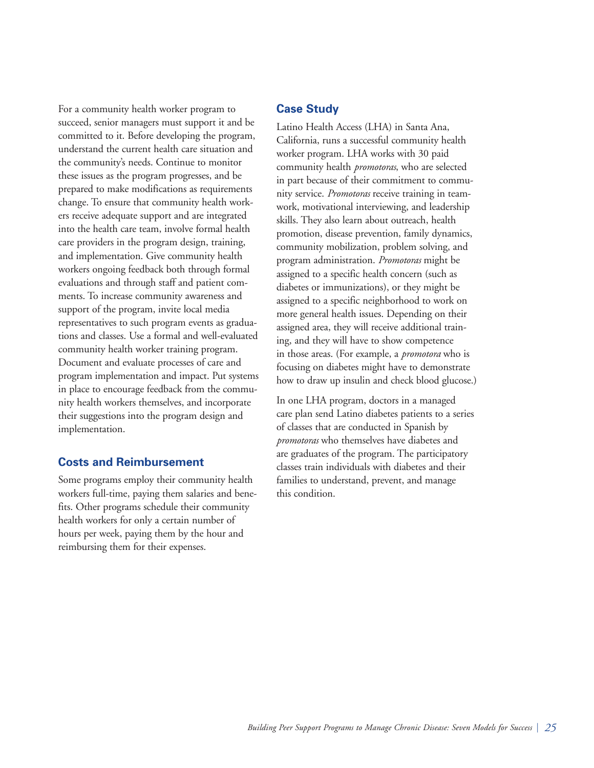For a community health worker program to succeed, senior managers must support it and be committed to it. Before developing the program, understand the current health care situation and the community's needs. Continue to monitor these issues as the program progresses, and be prepared to make modifications as requirements change. To ensure that community health workers receive adequate support and are integrated into the health care team, involve formal health care providers in the program design, training, and implementation. Give community health workers ongoing feedback both through formal evaluations and through staff and patient comments. To increase community awareness and support of the program, invite local media representatives to such program events as graduations and classes. Use a formal and well-evaluated community health worker training program. Document and evaluate processes of care and program implementation and impact. Put systems in place to encourage feedback from the community health workers themselves, and incorporate their suggestions into the program design and implementation.

## Costs and Reimbursement

Some programs employ their community health workers full-time, paying them salaries and benefits. Other programs schedule their community health workers for only a certain number of hours per week, paying them by the hour and reimbursing them for their expenses.

## Case Study

Latino Health Access (LHA) in Santa Ana, California, runs a successful community health worker program. LHA works with 30 paid community health *promotoras*, who are selected in part because of their commitment to community service. *Promotoras* receive training in teamwork, motivational interviewing, and leadership skills. They also learn about outreach, health promotion, disease prevention, family dynamics, community mobilization, problem solving, and program administration. *Promotoras* might be assigned to a specific health concern (such as diabetes or immunizations), or they might be assigned to a specific neighborhood to work on more general health issues. Depending on their assigned area, they will receive additional training, and they will have to show competence in those areas. (For example, a *promotora* who is focusing on diabetes might have to demonstrate how to draw up insulin and check blood glucose.)

In one LHA program, doctors in a managed care plan send Latino diabetes patients to a series of classes that are conducted in Spanish by *promotoras* who themselves have diabetes and are graduates of the program. The participatory classes train individuals with diabetes and their families to understand, prevent, and manage this condition.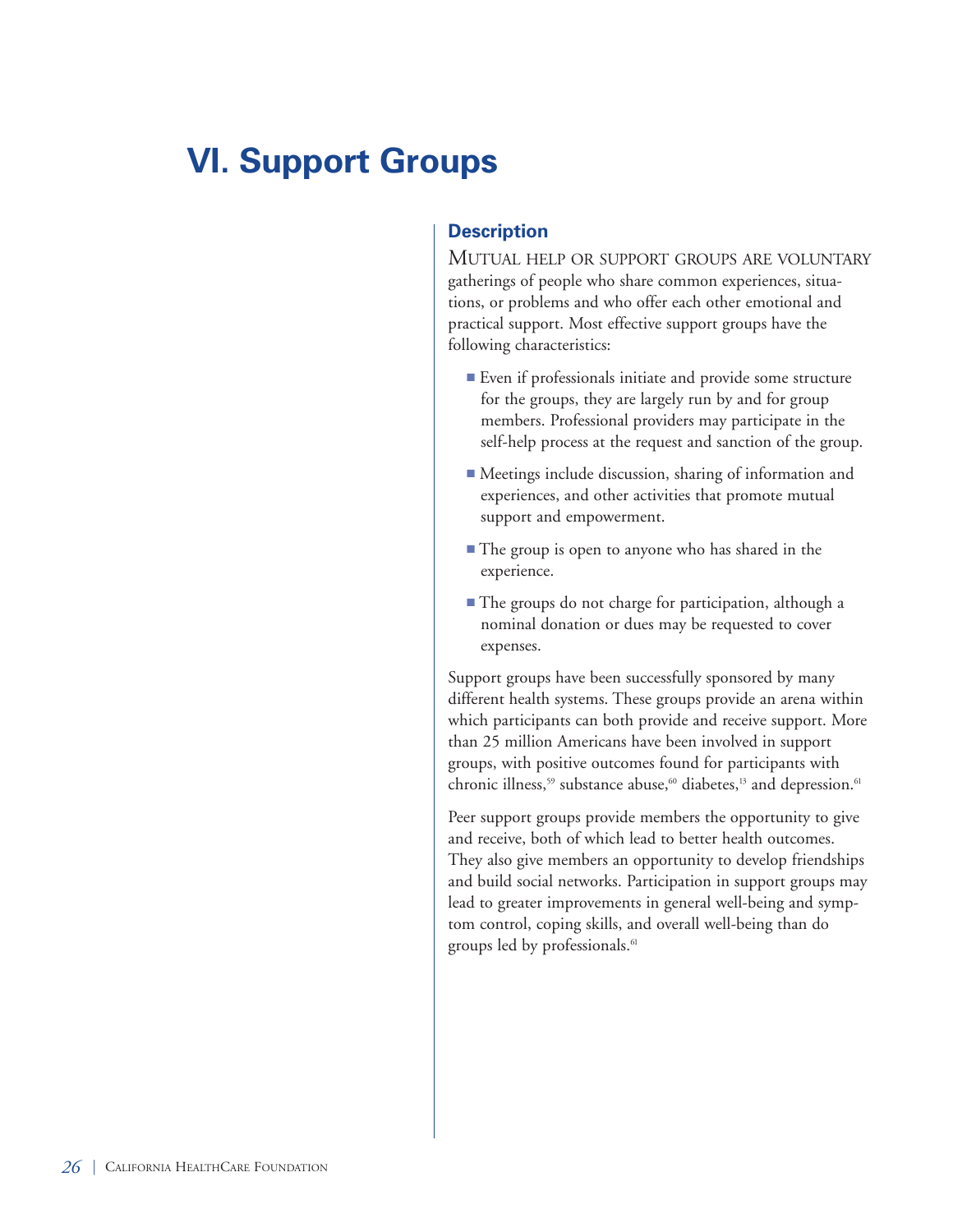# VI. Support Groups

## Description

Mutual help or support groups are voluntary gatherings of people who share common experiences, situations, or problems and who offer each other emotional and practical support. Most effective support groups have the following characteristics:

- Even if professionals initiate and provide some structure for the groups, they are largely run by and for group members. Professional providers may participate in the self-help process at the request and sanction of the group.
- Meetings include discussion, sharing of information and experiences, and other activities that promote mutual support and empowerment.
- The group is open to anyone who has shared in the experience.
- The groups do not charge for participation, although a nominal donation or dues may be requested to cover expenses.

Support groups have been successfully sponsored by many different health systems. These groups provide an arena within which participants can both provide and receive support. More than 25 million Americans have been involved in support groups, with positive outcomes found for participants with chronic illness,[59] substance abuse,[60] diabetes,[13] and depression.[61]

Peer support groups provide members the opportunity to give and receive, both of which lead to better health outcomes. They also give members an opportunity to develop friendships and build social networks. Participation in support groups may lead to greater improvements in general well-being and symptom control, coping skills, and overall well-being than do groups led by professionals.[61]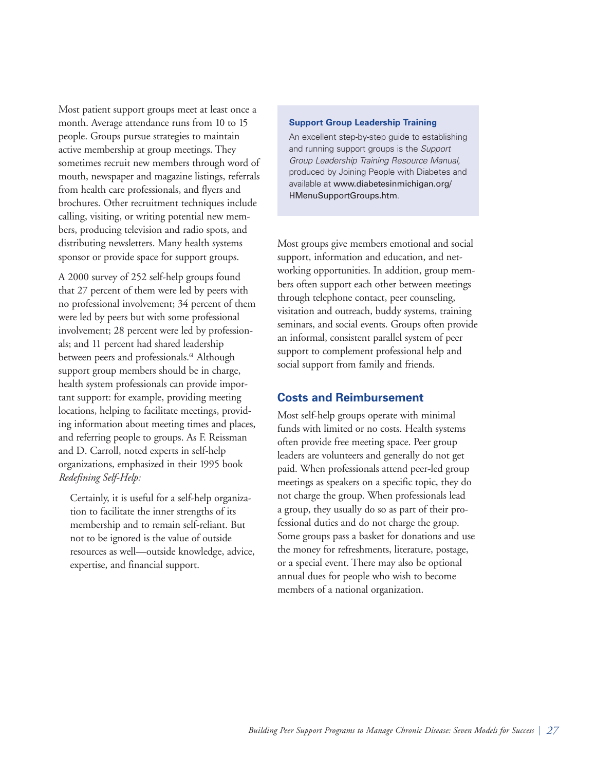Most patient support groups meet at least once a month. Average attendance runs from 10 to 15 people. Groups pursue strategies to maintain active membership at group meetings. They sometimes recruit new members through word of mouth, newspaper and magazine listings, referrals from health care professionals, and flyers and brochures. Other recruitment techniques include calling, visiting, or writing potential new members, producing television and radio spots, and distributing newsletters. Many health systems sponsor or provide space for support groups.

A 2000 survey of 252 self-help groups found that 27 percent of them were led by peers with no professional involvement; 34 percent of them were led by peers but with some professional involvement; 28 percent were led by professionals; and 11 percent had shared leadership between peers and professionals.[61] Although support group members should be in charge, health system professionals can provide important support: for example, providing meeting locations, helping to facilitate meetings, providing information about meeting times and places, and referring people to groups. As F. Reissman and D. Carroll, noted experts in self-help organizations, emphasized in their 1995 book *Redefining Self-Help:*

> Certainly, it is useful for a self-help organization to facilitate the inner strengths of its membership and to remain self-reliant. But not to be ignored is the value of outside resources as well—outside knowledge, advice, expertise, and financial support.

**Support Group Leadership Training**

An excellent step-by-step guide to establishing and running support groups is the *Support Group Leadership Training Resource Manual,* produced by Joining People with Diabetes and available at www.diabetesinmichigan.org/HMenuSupportGroups.htm.

Most groups give members emotional and social support, information and education, and networking opportunities. In addition, group members often support each other between meetings through telephone contact, peer counseling, visitation and outreach, buddy systems, training seminars, and social events. Groups often provide an informal, consistent parallel system of peer support to complement professional help and social support from family and friends.

## Costs and Reimbursement

Most self-help groups operate with minimal funds with limited or no costs. Health systems often provide free meeting space. Peer group leaders are volunteers and generally do not get paid. When professionals attend peer-led group meetings as speakers on a specific topic, they do not charge the group. When professionals lead a group, they usually do so as part of their professional duties and do not charge the group. Some groups pass a basket for donations and use the money for refreshments, literature, postage, or a special event. There may also be optional annual dues for people who wish to become members of a national organization.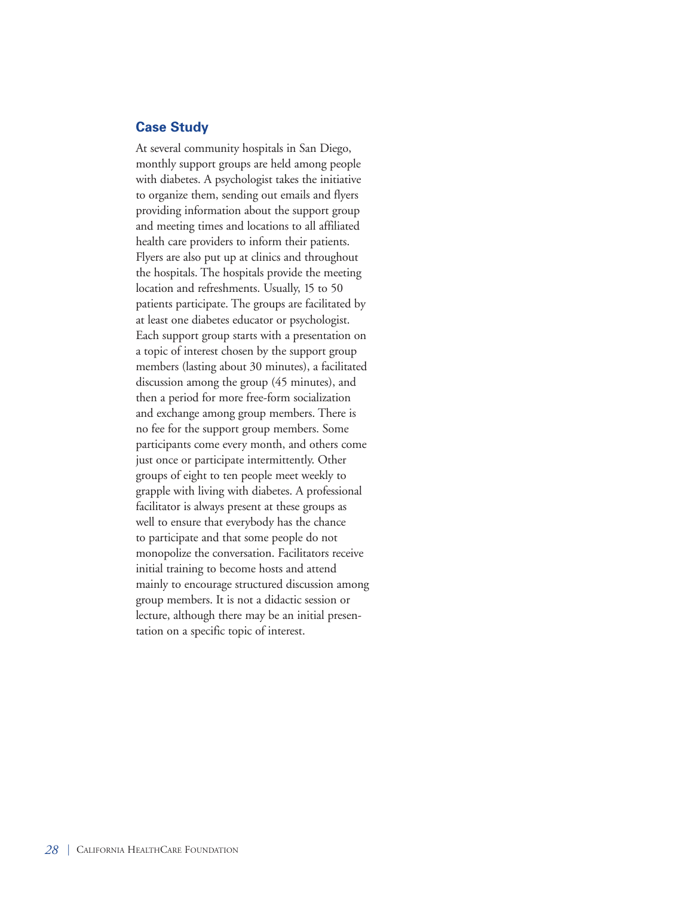## Case Study

At several community hospitals in San Diego, monthly support groups are held among people with diabetes. A psychologist takes the initiative to organize them, sending out emails and flyers providing information about the support group and meeting times and locations to all affiliated health care providers to inform their patients. Flyers are also put up at clinics and throughout the hospitals. The hospitals provide the meeting location and refreshments. Usually, 15 to 50 patients participate. The groups are facilitated by at least one diabetes educator or psychologist. Each support group starts with a presentation on a topic of interest chosen by the support group members (lasting about 30 minutes), a facilitated discussion among the group (45 minutes), and then a period for more free-form socialization and exchange among group members. There is no fee for the support group members. Some participants come every month, and others come just once or participate intermittently. Other groups of eight to ten people meet weekly to grapple with living with diabetes. A professional facilitator is always present at these groups as well to ensure that everybody has the chance to participate and that some people do not monopolize the conversation. Facilitators receive initial training to become hosts and attend mainly to encourage structured discussion among group members. It is not a didactic session or lecture, although there may be an initial presentation on a specific topic of interest.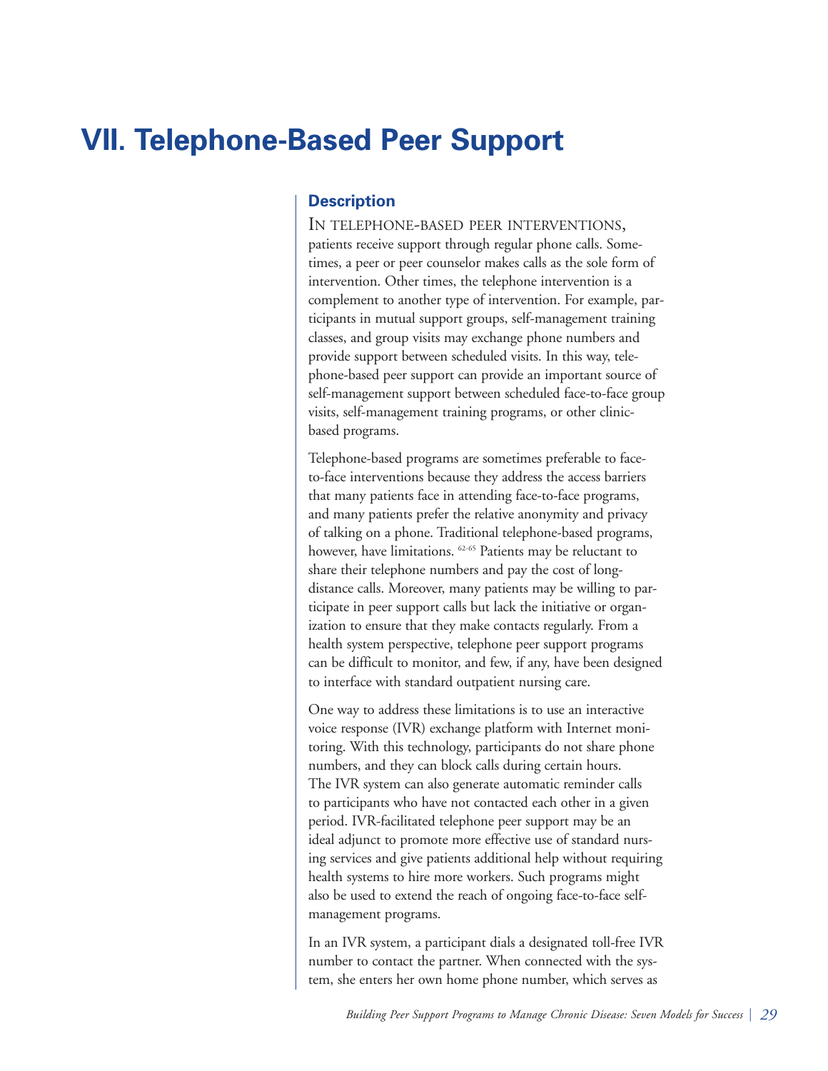# VII. Telephone-Based Peer Support

## Description

In telephone-based peer interventions, patients receive support through regular phone calls. Sometimes, a peer or peer counselor makes calls as the sole form of intervention. Other times, the telephone intervention is a complement to another type of intervention. For example, participants in mutual support groups, self-management training classes, and group visits may exchange phone numbers and provide support between scheduled visits. In this way, telephone-based peer support can provide an important source of self-management support between scheduled face-to-face group visits, self-management training programs, or other clinic-based programs.

Telephone-based programs are sometimes preferable to face-to-face interventions because they address the access barriers that many patients face in attending face-to-face programs, and many patients prefer the relative anonymity and privacy of talking on a phone. Traditional telephone-based programs, however, have limitations.[62-65] Patients may be reluctant to share their telephone numbers and pay the cost of long-distance calls. Moreover, many patients may be willing to participate in peer support calls but lack the initiative or organization to ensure that they make contacts regularly. From a health system perspective, telephone peer support programs can be difficult to monitor, and few, if any, have been designed to interface with standard outpatient nursing care.

One way to address these limitations is to use an interactive voice response (IVR) exchange platform with Internet monitoring. With this technology, participants do not share phone numbers, and they can block calls during certain hours. The IVR system can also generate automatic reminder calls to participants who have not contacted each other in a given period. IVR-facilitated telephone peer support may be an ideal adjunct to promote more effective use of standard nursing services and give patients additional help without requiring health systems to hire more workers. Such programs might also be used to extend the reach of ongoing face-to-face self-management programs.

In an IVR system, a participant dials a designated toll-free IVR number to contact the partner. When connected with the system, she enters her own home phone number, which serves as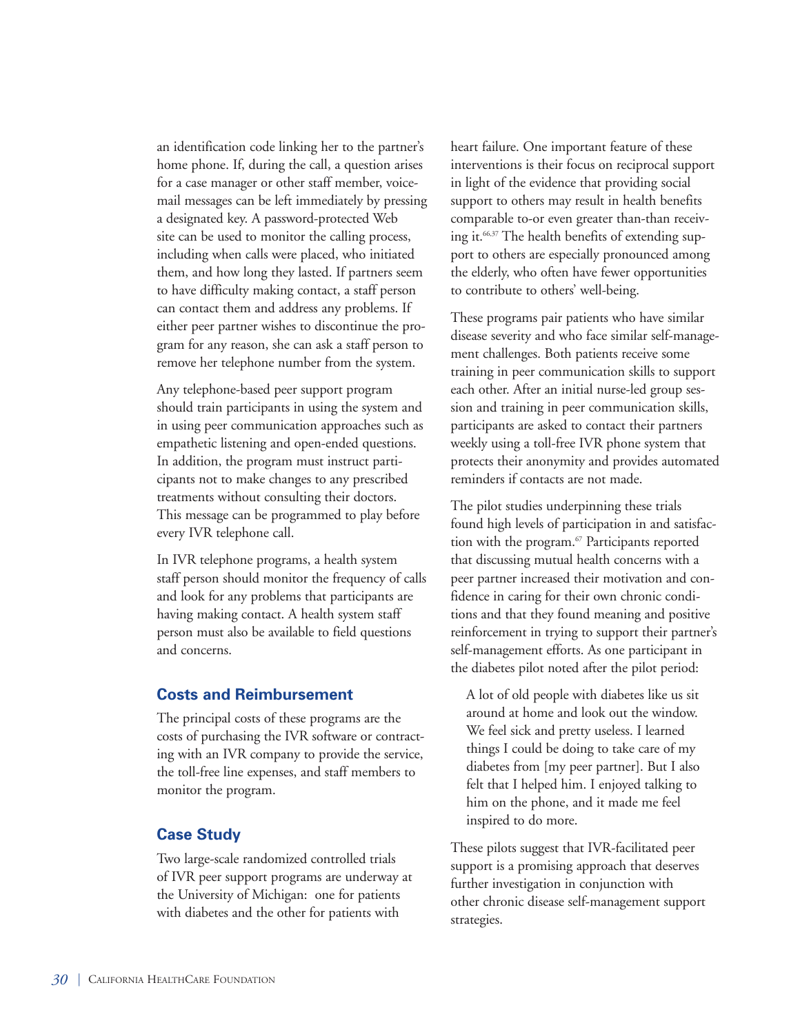an identification code linking her to the partner's home phone. If, during the call, a question arises for a case manager or other staff member, voicemail messages can be left immediately by pressing a designated key. A password-protected Web site can be used to monitor the calling process, including when calls were placed, who initiated them, and how long they lasted. If partners seem to have difficulty making contact, a staff person can contact them and address any problems. If either peer partner wishes to discontinue the program for any reason, she can ask a staff person to remove her telephone number from the system.

Any telephone-based peer support program should train participants in using the system and in using peer communication approaches such as empathetic listening and open-ended questions. In addition, the program must instruct participants not to make changes to any prescribed treatments without consulting their doctors. This message can be programmed to play before every IVR telephone call.

In IVR telephone programs, a health system staff person should monitor the frequency of calls and look for any problems that participants are having making contact. A health system staff person must also be available to field questions and concerns.

### Costs and Reimbursement

The principal costs of these programs are the costs of purchasing the IVR software or contracting with an IVR company to provide the service, the toll-free line expenses, and staff members to monitor the program.

### Case Study

Two large-scale randomized controlled trials of IVR peer support programs are underway at the University of Michigan: one for patients with diabetes and the other for patients with heart failure. One important feature of these interventions is their focus on reciprocal support in light of the evidence that providing social support to others may result in health benefits comparable to-or even greater than-than receiving it.[66,37] The health benefits of extending support to others are especially pronounced among the elderly, who often have fewer opportunities to contribute to others' well-being.

These programs pair patients who have similar disease severity and who face similar self-management challenges. Both patients receive some training in peer communication skills to support each other. After an initial nurse-led group session and training in peer communication skills, participants are asked to contact their partners weekly using a toll-free IVR phone system that protects their anonymity and provides automated reminders if contacts are not made.

The pilot studies underpinning these trials found high levels of participation in and satisfaction with the program.[67] Participants reported that discussing mutual health concerns with a peer partner increased their motivation and confidence in caring for their own chronic conditions and that they found meaning and positive reinforcement in trying to support their partner's self-management efforts. As one participant in the diabetes pilot noted after the pilot period:

> A lot of old people with diabetes like us sit around at home and look out the window. We feel sick and pretty useless. I learned things I could be doing to take care of my diabetes from [my peer partner]. But I also felt that I helped him. I enjoyed talking to him on the phone, and it made me feel inspired to do more.

These pilots suggest that IVR-facilitated peer support is a promising approach that deserves further investigation in conjunction with other chronic disease self-management support strategies.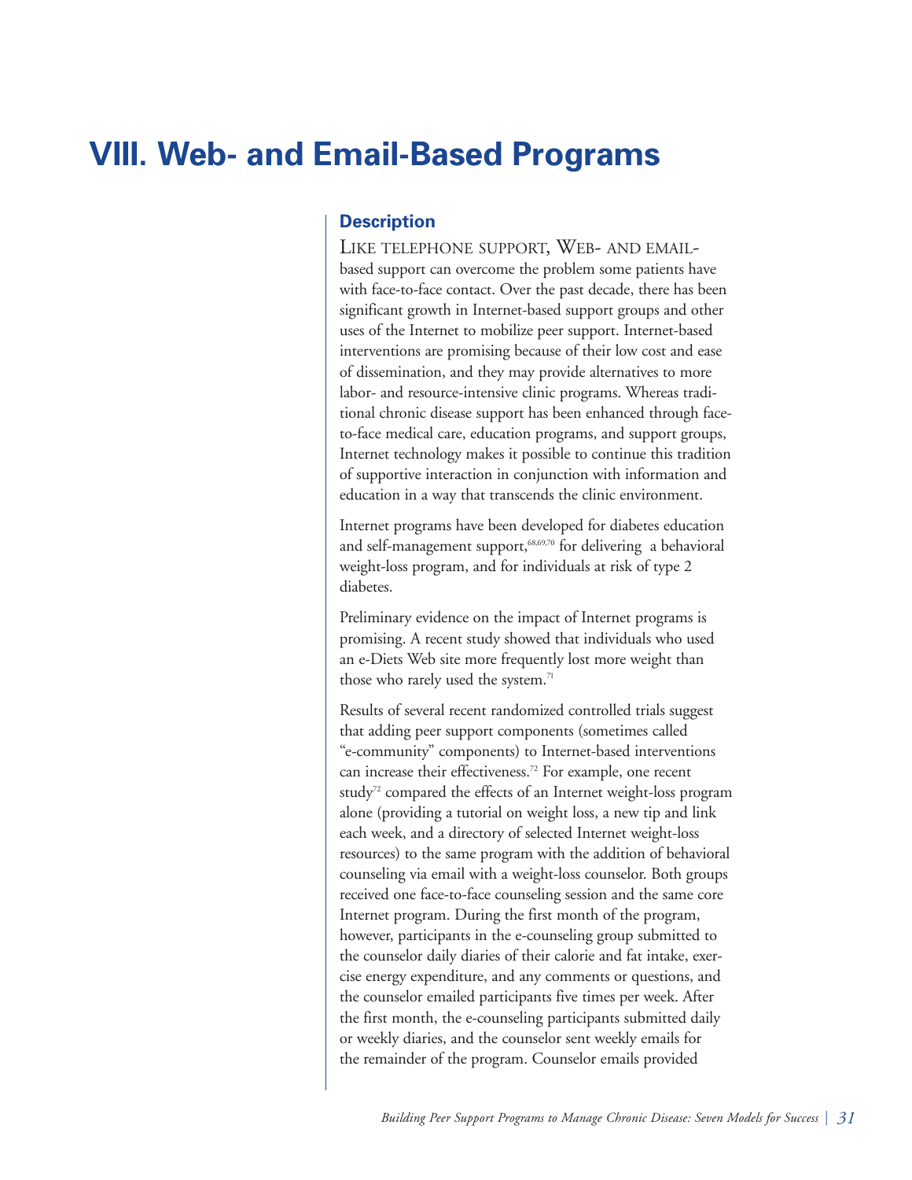# VIII. Web- and Email-Based Programs

## Description

Like telephone support, Web- and email-based support can overcome the problem some patients have with face-to-face contact. Over the past decade, there has been significant growth in Internet-based support groups and other uses of the Internet to mobilize peer support. Internet-based interventions are promising because of their low cost and ease of dissemination, and they may provide alternatives to more labor- and resource-intensive clinic programs. Whereas traditional chronic disease support has been enhanced through face-to-face medical care, education programs, and support groups, Internet technology makes it possible to continue this tradition of supportive interaction in conjunction with information and education in a way that transcends the clinic environment.

Internet programs have been developed for diabetes education and self-management support,[68,69,70] for delivering a behavioral weight-loss program, and for individuals at risk of type 2 diabetes.

Preliminary evidence on the impact of Internet programs is promising. A recent study showed that individuals who used an e-Diets Web site more frequently lost more weight than those who rarely used the system.[71]

Results of several recent randomized controlled trials suggest that adding peer support components (sometimes called "e-community" components) to Internet-based interventions can increase their effectiveness.[72] For example, one recent study[72] compared the effects of an Internet weight-loss program alone (providing a tutorial on weight loss, a new tip and link each week, and a directory of selected Internet weight-loss resources) to the same program with the addition of behavioral counseling via email with a weight-loss counselor. Both groups received one face-to-face counseling session and the same core Internet program. During the first month of the program, however, participants in the e-counseling group submitted to the counselor daily diaries of their calorie and fat intake, exercise energy expenditure, and any comments or questions, and the counselor emailed participants five times per week. After the first month, the e-counseling participants submitted daily or weekly diaries, and the counselor sent weekly emails for the remainder of the program. Counselor emails provided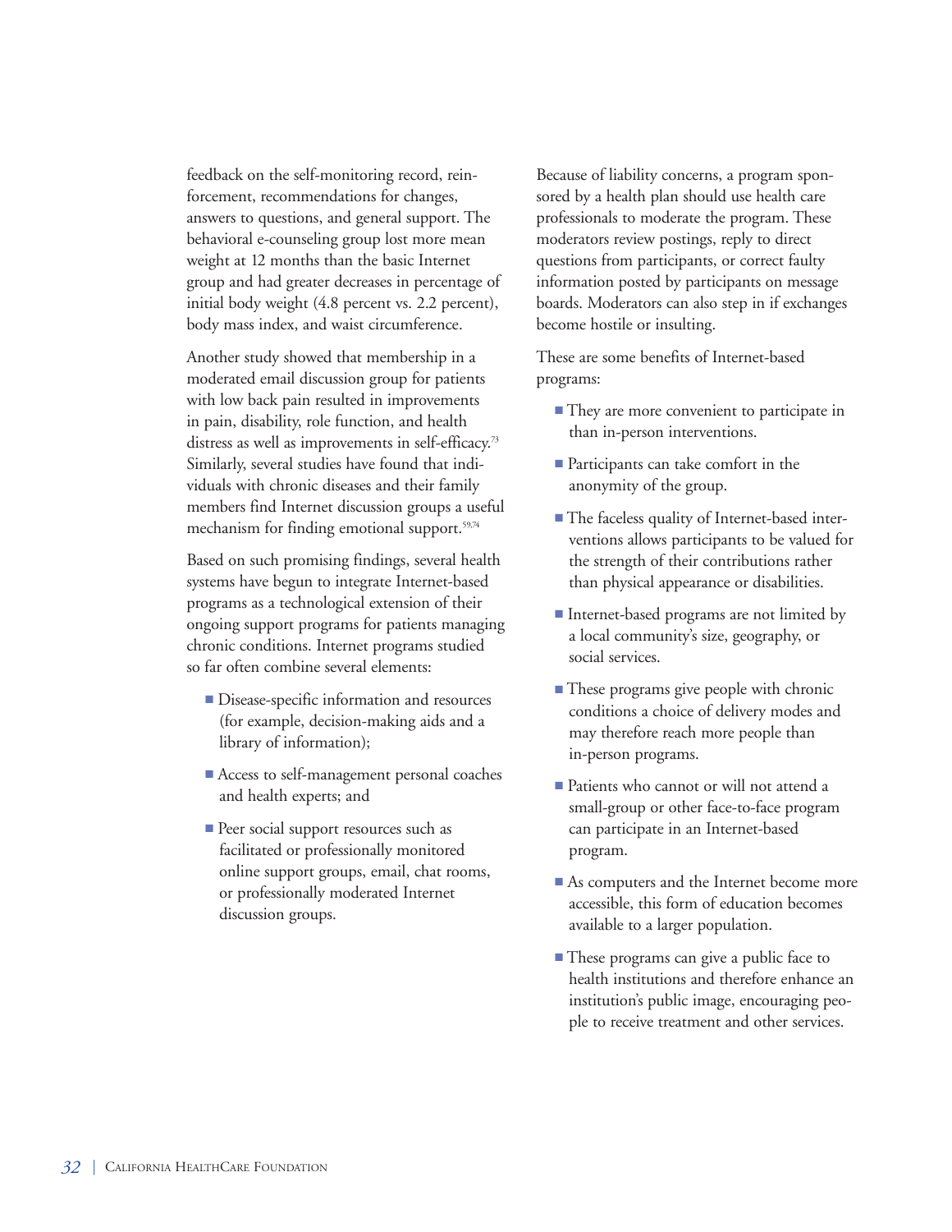feedback on the self-monitoring record, reinforcement, recommendations for changes, answers to questions, and general support. The behavioral e-counseling group lost more mean weight at 12 months than the basic Internet group and had greater decreases in percentage of initial body weight (4.8 percent vs. 2.2 percent), body mass index, and waist circumference.

Another study showed that membership in a moderated email discussion group for patients with low back pain resulted in improvements in pain, disability, role function, and health distress as well as improvements in self-efficacy.[73] Similarly, several studies have found that individuals with chronic diseases and their family members find Internet discussion groups a useful mechanism for finding emotional support.[59,74]

Based on such promising findings, several health systems have begun to integrate Internet-based programs as a technological extension of their ongoing support programs for patients managing chronic conditions. Internet programs studied so far often combine several elements:

- Disease-specific information and resources (for example, decision-making aids and a library of information);
- Access to self-management personal coaches and health experts; and
- Peer social support resources such as facilitated or professionally monitored online support groups, email, chat rooms, or professionally moderated Internet discussion groups.

Because of liability concerns, a program sponsored by a health plan should use health care professionals to moderate the program. These moderators review postings, reply to direct questions from participants, or correct faulty information posted by participants on message boards. Moderators can also step in if exchanges become hostile or insulting.

These are some benefits of Internet-based programs:

- They are more convenient to participate in than in-person interventions.
- Participants can take comfort in the anonymity of the group.
- The faceless quality of Internet-based interventions allows participants to be valued for the strength of their contributions rather than physical appearance or disabilities.
- Internet-based programs are not limited by a local community's size, geography, or social services.
- These programs give people with chronic conditions a choice of delivery modes and may therefore reach more people than in-person programs.
- Patients who cannot or will not attend a small-group or other face-to-face program can participate in an Internet-based program.
- As computers and the Internet become more accessible, this form of education becomes available to a larger population.
- These programs can give a public face to health institutions and therefore enhance an institution's public image, encouraging people to receive treatment and other services.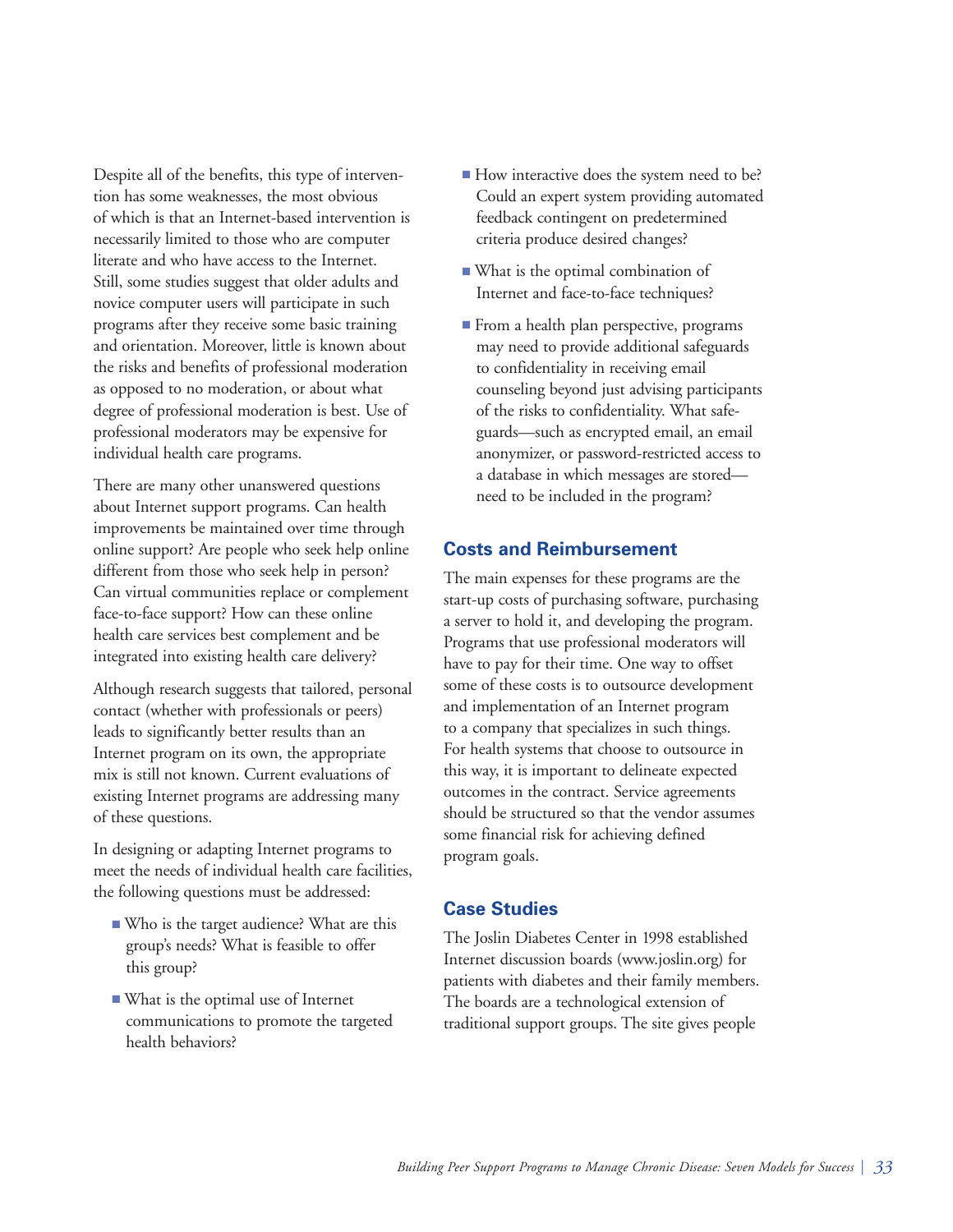Despite all of the benefits, this type of intervention has some weaknesses, the most obvious of which is that an Internet-based intervention is necessarily limited to those who are computer literate and who have access to the Internet. Still, some studies suggest that older adults and novice computer users will participate in such programs after they receive some basic training and orientation. Moreover, little is known about the risks and benefits of professional moderation as opposed to no moderation, or about what degree of professional moderation is best. Use of professional moderators may be expensive for individual health care programs.

There are many other unanswered questions about Internet support programs. Can health improvements be maintained over time through online support? Are people who seek help online different from those who seek help in person? Can virtual communities replace or complement face-to-face support? How can these online health care services best complement and be integrated into existing health care delivery?

Although research suggests that tailored, personal contact (whether with professionals or peers) leads to significantly better results than an Internet program on its own, the appropriate mix is still not known. Current evaluations of existing Internet programs are addressing many of these questions.

In designing or adapting Internet programs to meet the needs of individual health care facilities, the following questions must be addressed:

- Who is the target audience? What are this group's needs? What is feasible to offer this group?
- What is the optimal use of Internet communications to promote the targeted health behaviors?
- How interactive does the system need to be? Could an expert system providing automated feedback contingent on predetermined criteria produce desired changes?
- What is the optimal combination of Internet and face-to-face techniques?
- From a health plan perspective, programs may need to provide additional safeguards to confidentiality in receiving email counseling beyond just advising participants of the risks to confidentiality. What safeguards—such as encrypted email, an email anonymizer, or password-restricted access to a database in which messages are stored—need to be included in the program?

## Costs and Reimbursement

The main expenses for these programs are the start-up costs of purchasing software, purchasing a server to hold it, and developing the program. Programs that use professional moderators will have to pay for their time. One way to offset some of these costs is to outsource development and implementation of an Internet program to a company that specializes in such things. For health systems that choose to outsource in this way, it is important to delineate expected outcomes in the contract. Service agreements should be structured so that the vendor assumes some financial risk for achieving defined program goals.

## Case Studies

The Joslin Diabetes Center in 1998 established Internet discussion boards (www.joslin.org) for patients with diabetes and their family members. The boards are a technological extension of traditional support groups. The site gives people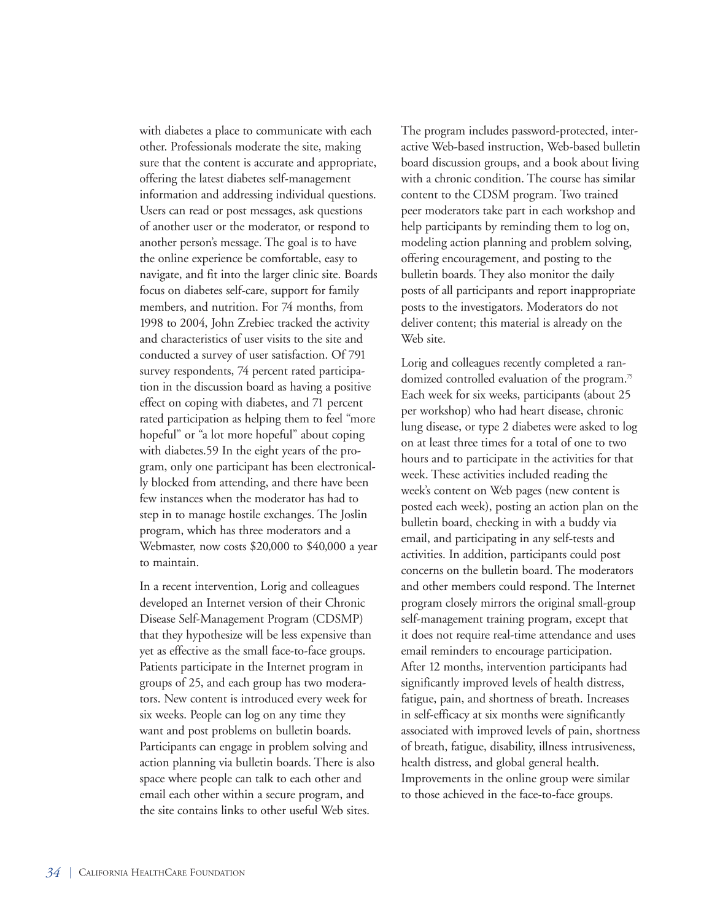with diabetes a place to communicate with each other. Professionals moderate the site, making sure that the content is accurate and appropriate, offering the latest diabetes self-management information and addressing individual questions. Users can read or post messages, ask questions of another user or the moderator, or respond to another person's message. The goal is to have the online experience be comfortable, easy to navigate, and fit into the larger clinic site. Boards focus on diabetes self-care, support for family members, and nutrition. For 74 months, from 1998 to 2004, John Zrebiec tracked the activity and characteristics of user visits to the site and conducted a survey of user satisfaction. Of 791 survey respondents, 74 percent rated participation in the discussion board as having a positive effect on coping with diabetes, and 71 percent rated participation as helping them to feel "more hopeful" or "a lot more hopeful" about coping with diabetes.59 In the eight years of the program, only one participant has been electronically blocked from attending, and there have been few instances when the moderator has had to step in to manage hostile exchanges. The Joslin program, which has three moderators and a Webmaster, now costs $20,000 to $40,000 a year to maintain.

In a recent intervention, Lorig and colleagues developed an Internet version of their Chronic Disease Self-Management Program (CDSMP) that they hypothesize will be less expensive than yet as effective as the small face-to-face groups. Patients participate in the Internet program in groups of 25, and each group has two moderators. New content is introduced every week for six weeks. People can log on any time they want and post problems on bulletin boards. Participants can engage in problem solving and action planning via bulletin boards. There is also space where people can talk to each other and email each other within a secure program, and the site contains links to other useful Web sites.

The program includes password-protected, interactive Web-based instruction, Web-based bulletin board discussion groups, and a book about living with a chronic condition. The course has similar content to the CDSM program. Two trained peer moderators take part in each workshop and help participants by reminding them to log on, modeling action planning and problem solving, offering encouragement, and posting to the bulletin boards. They also monitor the daily posts of all participants and report inappropriate posts to the investigators. Moderators do not deliver content; this material is already on the Web site.

Lorig and colleagues recently completed a randomized controlled evaluation of the program.[75] Each week for six weeks, participants (about 25 per workshop) who had heart disease, chronic lung disease, or type 2 diabetes were asked to log on at least three times for a total of one to two hours and to participate in the activities for that week. These activities included reading the week's content on Web pages (new content is posted each week), posting an action plan on the bulletin board, checking in with a buddy via email, and participating in any self-tests and activities. In addition, participants could post concerns on the bulletin board. The moderators and other members could respond. The Internet program closely mirrors the original small-group self-management training program, except that it does not require real-time attendance and uses email reminders to encourage participation. After 12 months, intervention participants had significantly improved levels of health distress, fatigue, pain, and shortness of breath. Increases in self-efficacy at six months were significantly associated with improved levels of pain, shortness of breath, fatigue, disability, illness intrusiveness, health distress, and global general health. Improvements in the online group were similar to those achieved in the face-to-face groups.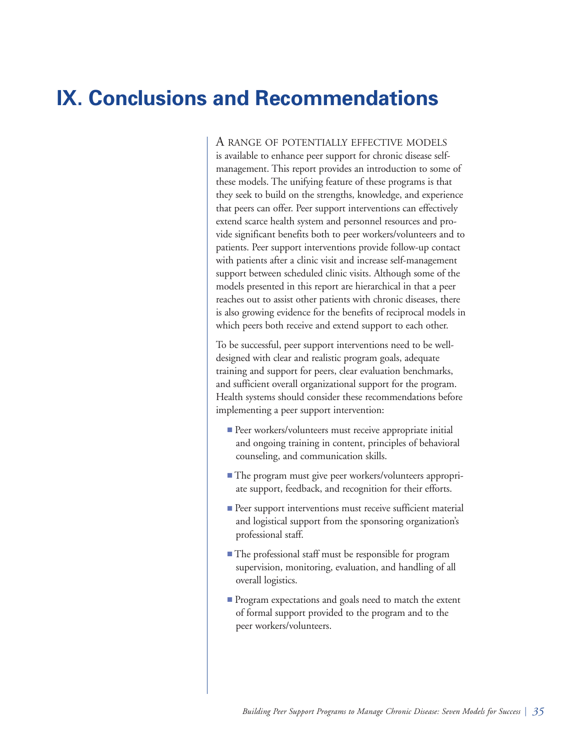# IX. Conclusions and Recommendations

A range of potentially effective models is available to enhance peer support for chronic disease self-management. This report provides an introduction to some of these models. The unifying feature of these programs is that they seek to build on the strengths, knowledge, and experience that peers can offer. Peer support interventions can effectively extend scarce health system and personnel resources and provide significant benefits both to peer workers/volunteers and to patients. Peer support interventions provide follow-up contact with patients after a clinic visit and increase self-management support between scheduled clinic visits. Although some of the models presented in this report are hierarchical in that a peer reaches out to assist other patients with chronic diseases, there is also growing evidence for the benefits of reciprocal models in which peers both receive and extend support to each other.

To be successful, peer support interventions need to be well-designed with clear and realistic program goals, adequate training and support for peers, clear evaluation benchmarks, and sufficient overall organizational support for the program. Health systems should consider these recommendations before implementing a peer support intervention:

- Peer workers/volunteers must receive appropriate initial and ongoing training in content, principles of behavioral counseling, and communication skills.
- The program must give peer workers/volunteers appropriate support, feedback, and recognition for their efforts.
- Peer support interventions must receive sufficient material and logistical support from the sponsoring organization's professional staff.
- The professional staff must be responsible for program supervision, monitoring, evaluation, and handling of all overall logistics.
- Program expectations and goals need to match the extent of formal support provided to the program and to the peer workers/volunteers.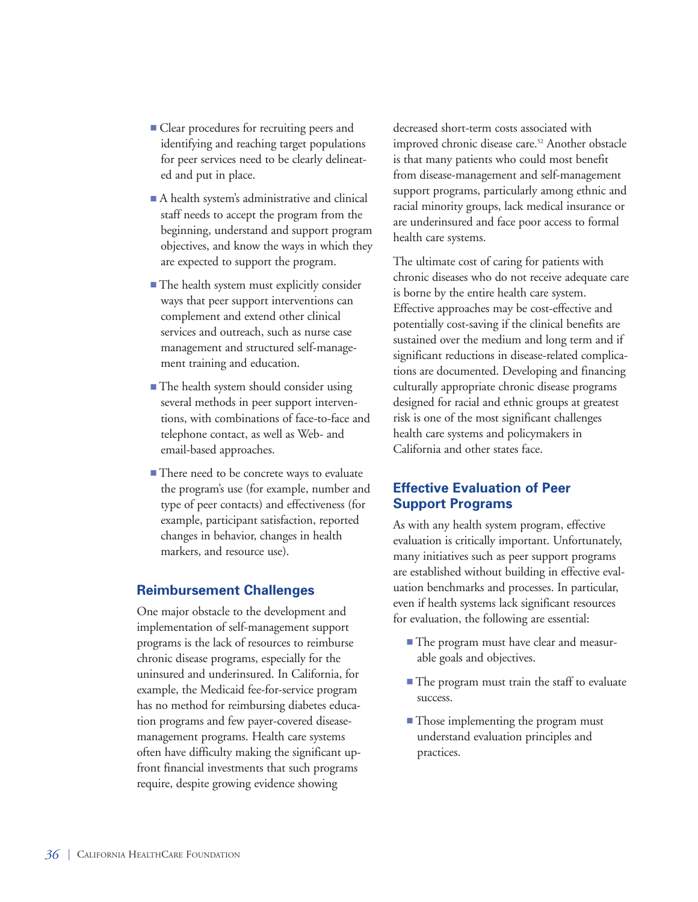- Clear procedures for recruiting peers and identifying and reaching target populations for peer services need to be clearly delineated and put in place.
- A health system's administrative and clinical staff needs to accept the program from the beginning, understand and support program objectives, and know the ways in which they are expected to support the program.
- The health system must explicitly consider ways that peer support interventions can complement and extend other clinical services and outreach, such as nurse case management and structured self-management training and education.
- The health system should consider using several methods in peer support interventions, with combinations of face-to-face and telephone contact, as well as Web- and email-based approaches.
- There need to be concrete ways to evaluate the program's use (for example, number and type of peer contacts) and effectiveness (for example, participant satisfaction, reported changes in behavior, changes in health markers, and resource use).

## Reimbursement Challenges

One major obstacle to the development and implementation of self-management support programs is the lack of resources to reimburse chronic disease programs, especially for the uninsured and underinsured. In California, for example, the Medicaid fee-for-service program has no method for reimbursing diabetes education programs and few payer-covered disease-management programs. Health care systems often have difficulty making the significant up-front financial investments that such programs require, despite growing evidence showing decreased short-term costs associated with improved chronic disease care.[52] Another obstacle is that many patients who could most benefit from disease-management and self-management support programs, particularly among ethnic and racial minority groups, lack medical insurance or are underinsured and face poor access to formal health care systems.

The ultimate cost of caring for patients with chronic diseases who do not receive adequate care is borne by the entire health care system. Effective approaches may be cost-effective and potentially cost-saving if the clinical benefits are sustained over the medium and long term and if significant reductions in disease-related complications are documented. Developing and financing culturally appropriate chronic disease programs designed for racial and ethnic groups at greatest risk is one of the most significant challenges health care systems and policymakers in California and other states face.

## Effective Evaluation of Peer Support Programs

As with any health system program, effective evaluation is critically important. Unfortunately, many initiatives such as peer support programs are established without building in effective evaluation benchmarks and processes. In particular, even if health systems lack significant resources for evaluation, the following are essential:

- The program must have clear and measurable goals and objectives.
- The program must train the staff to evaluate success.
- Those implementing the program must understand evaluation principles and practices.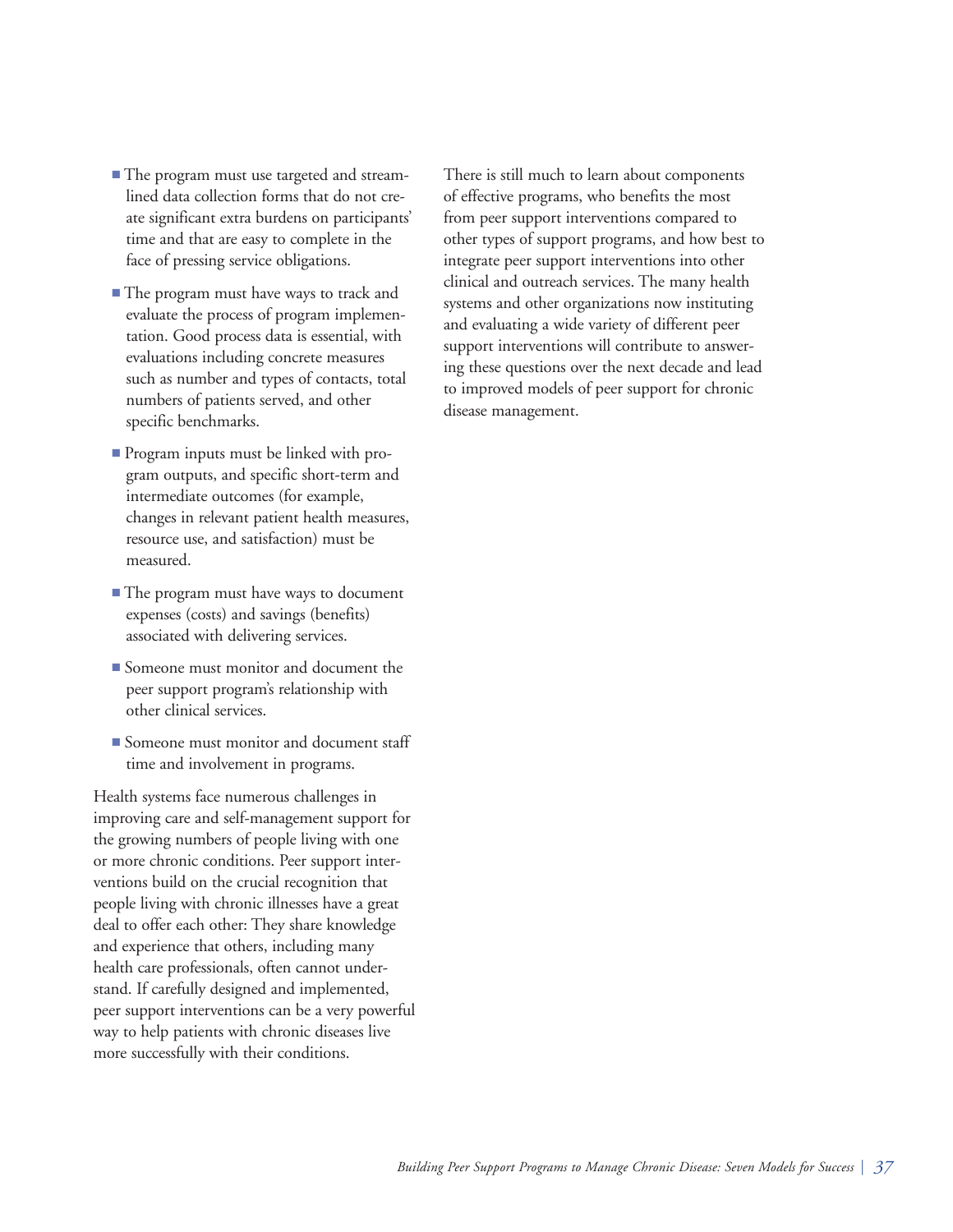- The program must use targeted and streamlined data collection forms that do not create significant extra burdens on participants' time and that are easy to complete in the face of pressing service obligations.

- The program must have ways to track and evaluate the process of program implementation. Good process data is essential, with evaluations including concrete measures such as number and types of contacts, total numbers of patients served, and other specific benchmarks.

- Program inputs must be linked with program outputs, and specific short-term and intermediate outcomes (for example, changes in relevant patient health measures, resource use, and satisfaction) must be measured.

- The program must have ways to document expenses (costs) and savings (benefits) associated with delivering services.

- Someone must monitor and document the peer support program's relationship with other clinical services.

- Someone must monitor and document staff time and involvement in programs.

Health systems face numerous challenges in improving care and self-management support for the growing numbers of people living with one or more chronic conditions. Peer support interventions build on the crucial recognition that people living with chronic illnesses have a great deal to offer each other: They share knowledge and experience that others, including many health care professionals, often cannot understand. If carefully designed and implemented, peer support interventions can be a very powerful way to help patients with chronic diseases live more successfully with their conditions.

There is still much to learn about components of effective programs, who benefits the most from peer support interventions compared to other types of support programs, and how best to integrate peer support interventions into other clinical and outreach services. The many health systems and other organizations now instituting and evaluating a wide variety of different peer support interventions will contribute to answering these questions over the next decade and lead to improved models of peer support for chronic disease management.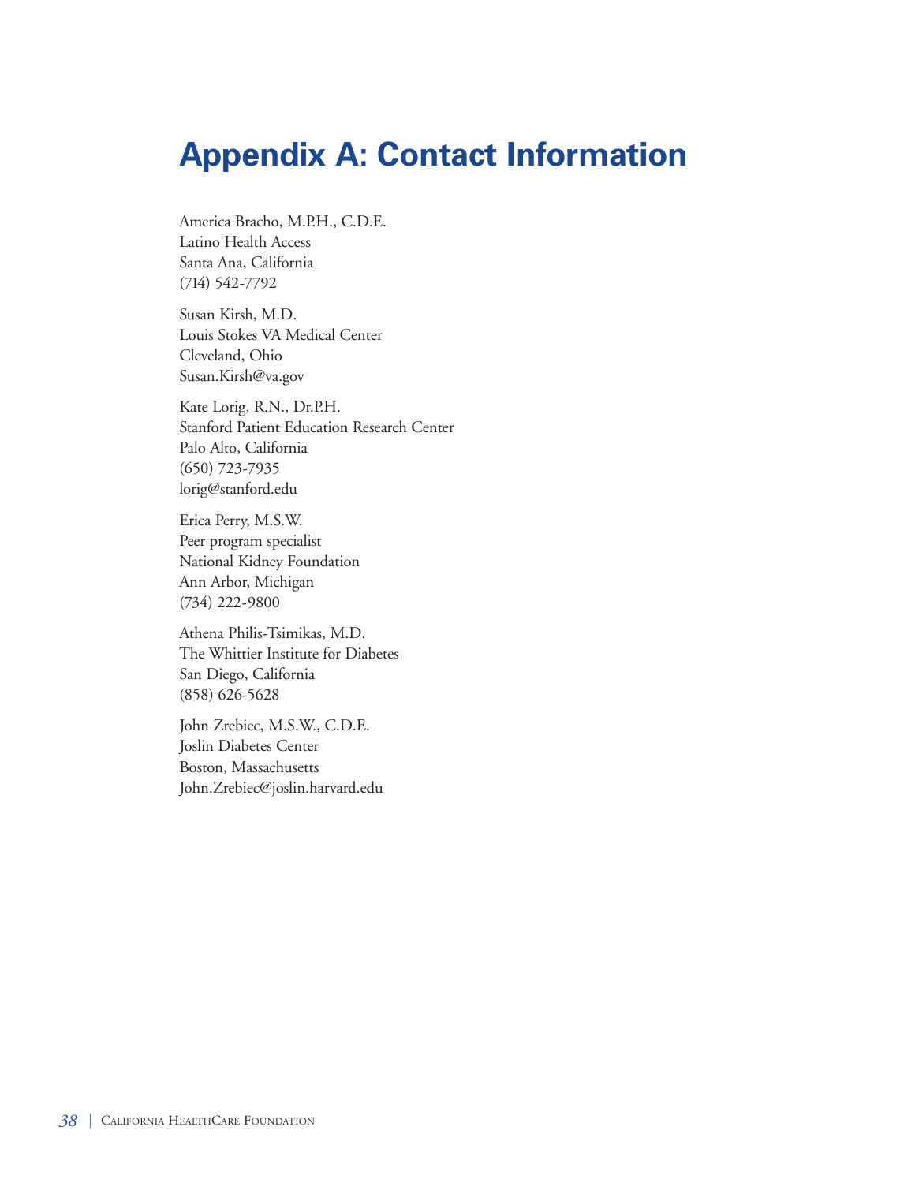# Appendix A: Contact Information

America Bracho, M.P.H., C.D.E.
Latino Health Access
Santa Ana, California
(714) 542-7792

Susan Kirsh, M.D.
Louis Stokes VA Medical Center
Cleveland, Ohio
Susan.Kirsh@va.gov

Kate Lorig, R.N., Dr.P.H.
Stanford Patient Education Research Center
Palo Alto, California
(650) 723-7935
lorig@stanford.edu

Erica Perry, M.S.W.
Peer program specialist
National Kidney Foundation
Ann Arbor, Michigan
(734) 222-9800

Athena Philis-Tsimikas, M.D.
The Whittier Institute for Diabetes
San Diego, California
(858) 626-5628

John Zrebiec, M.S.W., C.D.E.
Joslin Diabetes Center
Boston, Massachusetts
John.Zrebiec@joslin.harvard.edu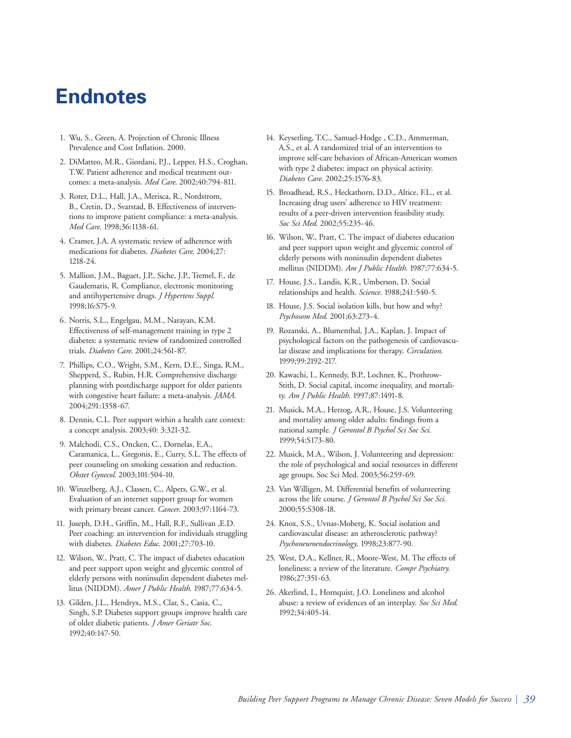# Endnotes

1. Wu, S., Green, A. Projection of Chronic Illness Prevalence and Cost Inflation. 2000.
2. DiMatteo, M.R., Giordani, P.J., Lepper, H.S., Croghan, T.W. Patient adherence and medical treatment outcomes: a meta-analysis. *Med Care.* 2002;40:794-811.
3. Roter, D.L., Hall, J.A., Merisca, R., Nordstrom, B., Cretin, D., Svarstad, B. Effectiveness of interventions to improve patient compliance: a meta-analysis. *Med Care.* 1998;36:1138-61.
4. Cramer, J.A. A systematic review of adherence with medications for diabetes. *Diabetes Care.* 2004;27: 1218-24.
5. Mallion, J.M., Baguet, J.P., Siche, J.P., Tremel, F., de Gaudemaris, R. Compliance, electronic monitoring and antihypertensive drugs. *J Hypertens Suppl.* 1998;16:S75-9.
6. Norris, S.L., Engelgau, M.M., Narayan, K.M. Effectiveness of self-management training in type 2 diabetes: a systematic review of randomized controlled trials. *Diabetes Care.* 2001;24:561-87.
7. Phillips, C.O., Wright, S.M., Kern, D.E., Singa, R.M., Shepperd, S., Rubin, H.R. Comprehensive discharge planning with postdischarge support for older patients with congestive heart failure: a meta-analysis. *JAMA.* 2004;291:1358-67.
8. Dennis, C.L. Peer support within a health care context: a concept analysis. 2003;40: 3:321-32.
9. Malchodi, C.S., Oncken, C., Dornelas, E.A., Caramanica, L., Gregonis, E., Curry, S.L. The effects of peer counseling on smoking cessation and reduction. *Obstet Gynecol.* 2003;101:504-10.
10. Winzelberg, A.J., Classen, C., Alpers, G.W., et al. Evaluation of an internet support group for women with primary breast cancer. *Cancer.* 2003;97:1164-73.
11. Joseph, D.H., Griffin, M., Hall, R.F., Sullivan ,E.D. Peer coaching: an intervention for individuals struggling with diabetes. *Diabetes Educ.* 2001;27:703-10.
12. Wilson, W., Pratt, C. The impact of diabetes education and peer support upon weight and glycemic control of elderly persons with noninsulin dependent diabetes mellitus (NIDDM). *Amer J Public Health.* 1987;77:634-5.
13. Gilden, J.L., Hendryx, M.S., Clar, S., Casia, C., Singh, S.P. Diabetes support groups improve health care of older diabetic patients. *J Amer Geriatr Soc.* 1992;40:147-50.
14. Keyserling, T.C., Samuel-Hodge , C.D., Ammerman, A.S., et al. A randomized trial of an intervention to improve self-care behaviors of African-American women with type 2 diabetes: impact on physical activity. *Diabetes Care.* 2002;25:1576-83.
15. Broadhead, R.S., Heckathorn, D.D., Altice, F.L., et al. Increasing drug users' adherence to HIV treatment: results of a peer-driven intervention feasibility study. *Soc Sci Med.* 2002;55:235-46.
16. Wilson, W., Pratt, C. The impact of diabetes education and peer support upon weight and glycemic control of elderly persons with noninsulin dependent diabetes mellitus (NIDDM). *Am J Public Health.* 1987;77:634-5.
17. House, J.S., Landis, K.R., Umberson, D. Social relationships and health. *Science.* 1988;241:540-5.
18. House, J.S. Social isolation kills, but how and why? *Psychosom Med.* 2001;63:273-4.
19. Rozanski, A., Blumenthal, J.A., Kaplan, J. Impact of psychological factors on the pathogenesis of cardiovascular disease and implications for therapy. *Circulation.* 1999;99:2192-217.
20. Kawachi, I., Kennedy, B.P., Lochner, K., Prothrow-Stith, D. Social capital, income inequality, and mortality. *Am J Public Health.* 1997;87:1491-8.
21. Musick, M.A., Herzog, A.R., House, J.S. Volunteering and mortality among older adults: findings from a national sample. *J Gerontol B Psychol Sci Soc Sci.* 1999;54:S173-80.
22. Musick, M.A., Wilson, J. Volunteering and depression: the role of psychological and social resources in different age groups. Soc Sci Med. 2003;56:259-69.
23. Van Willigen, M. Differential benefits of volunteering across the life course. *J Gerontol B Psychol Sci Soc Sci.* 2000;55:S308-18.
24. Knox, S.S., Uvnas-Moberg, K. Social isolation and cardiovascular disease: an atherosclerotic pathway? *Psychoneuroendocrinology.* 1998;23:877-90.
25. West, D.A., Kellner, R., Moore-West, M. The effects of loneliness: a review of the literature. *Compr Psychiatry.* 1986;27:351-63.
26. Akerlind, I., Hornquist, J.O. Loneliness and alcohol abuse: a review of evidences of an interplay. *Soc Sci Med.* 1992;34:405-14.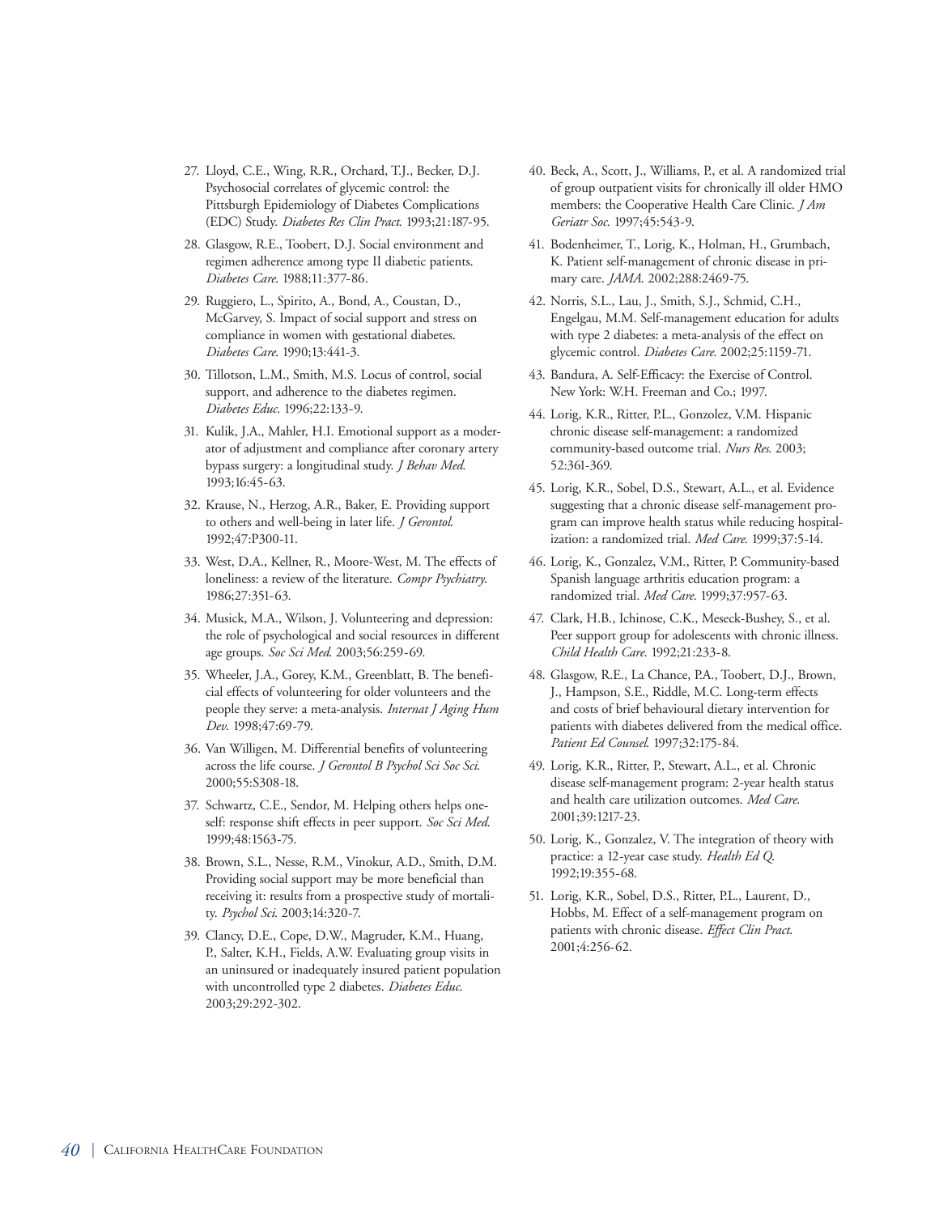27. Lloyd, C.E., Wing, R.R., Orchard, T.J., Becker, D.J. Psychosocial correlates of glycemic control: the Pittsburgh Epidemiology of Diabetes Complications (EDC) Study. *Diabetes Res Clin Pract.* 1993;21:187-95.

28. Glasgow, R.E., Toobert, D.J. Social environment and regimen adherence among type II diabetic patients. *Diabetes Care.* 1988;11:377-86.

29. Ruggiero, L., Spirito, A., Bond, A., Coustan, D., McGarvey, S. Impact of social support and stress on compliance in women with gestational diabetes. *Diabetes Care.* 1990;13:441-3.

30. Tillotson, L.M., Smith, M.S. Locus of control, social support, and adherence to the diabetes regimen. *Diabetes Educ.* 1996;22:133-9.

31. Kulik, J.A., Mahler, H.I. Emotional support as a moderator of adjustment and compliance after coronary artery bypass surgery: a longitudinal study. *J Behav Med.* 1993;16:45-63.

32. Krause, N., Herzog, A.R., Baker, E. Providing support to others and well-being in later life. *J Gerontol.* 1992;47:P300-11.

33. West, D.A., Kellner, R., Moore-West, M. The effects of loneliness: a review of the literature. *Compr Psychiatry.* 1986;27:351-63.

34. Musick, M.A., Wilson, J. Volunteering and depression: the role of psychological and social resources in different age groups. *Soc Sci Med.* 2003;56:259-69.

35. Wheeler, J.A., Gorey, K.M., Greenblatt, B. The beneficial effects of volunteering for older volunteers and the people they serve: a meta-analysis. *Internat J Aging Hum Dev.* 1998;47:69-79.

36. Van Willigen, M. Differential benefits of volunteering across the life course. *J Gerontol B Psychol Sci Soc Sci.* 2000;55:S308-18.

37. Schwartz, C.E., Sendor, M. Helping others helps oneself: response shift effects in peer support. *Soc Sci Med.* 1999;48:1563-75.

38. Brown, S.L., Nesse, R.M., Vinokur, A.D., Smith, D.M. Providing social support may be more beneficial than receiving it: results from a prospective study of mortality. *Psychol Sci.* 2003;14:320-7.

39. Clancy, D.E., Cope, D.W., Magruder, K.M., Huang, P., Salter, K.H., Fields, A.W. Evaluating group visits in an uninsured or inadequately insured patient population with uncontrolled type 2 diabetes. *Diabetes Educ.* 2003;29:292-302.

40. Beck, A., Scott, J., Williams, P., et al. A randomized trial of group outpatient visits for chronically ill older HMO members: the Cooperative Health Care Clinic. *J Am Geriatr Soc.* 1997;45:543-9.

41. Bodenheimer, T., Lorig, K., Holman, H., Grumbach, K. Patient self-management of chronic disease in primary care. *JAMA.* 2002;288:2469-75.

42. Norris, S.L., Lau, J., Smith, S.J., Schmid, C.H., Engelgau, M.M. Self-management education for adults with type 2 diabetes: a meta-analysis of the effect on glycemic control. *Diabetes Care.* 2002;25:1159-71.

43. Bandura, A. Self-Efficacy: the Exercise of Control. New York: W.H. Freeman and Co.; 1997.

44. Lorig, K.R., Ritter, P.L., Gonzolez, V.M. Hispanic chronic disease self-management: a randomized community-based outcome trial. *Nurs Res.* 2003; 52:361-369.

45. Lorig, K.R., Sobel, D.S., Stewart, A.L., et al. Evidence suggesting that a chronic disease self-management program can improve health status while reducing hospitalization: a randomized trial. *Med Care.* 1999;37:5-14.

46. Lorig, K., Gonzalez, V.M., Ritter, P. Community-based Spanish language arthritis education program: a randomized trial. *Med Care.* 1999;37:957-63.

47. Clark, H.B., Ichinose, C.K., Meseck-Bushey, S., et al. Peer support group for adolescents with chronic illness. *Child Health Care.* 1992;21:233-8.

48. Glasgow, R.E., La Chance, P.A., Toobert, D.J., Brown, J., Hampson, S.E., Riddle, M.C. Long-term effects and costs of brief behavioural dietary intervention for patients with diabetes delivered from the medical office. *Patient Ed Counsel.* 1997;32:175-84.

49. Lorig, K.R., Ritter, P., Stewart, A.L., et al. Chronic disease self-management program: 2-year health status and health care utilization outcomes. *Med Care.* 2001;39:1217-23.

50. Lorig, K., Gonzalez, V. The integration of theory with practice: a 12-year case study. *Health Ed Q.* 1992;19:355-68.

51. Lorig, K.R., Sobel, D.S., Ritter, P.L., Laurent, D., Hobbs, M. Effect of a self-management program on patients with chronic disease. *Effect Clin Pract.* 2001;4:256-62.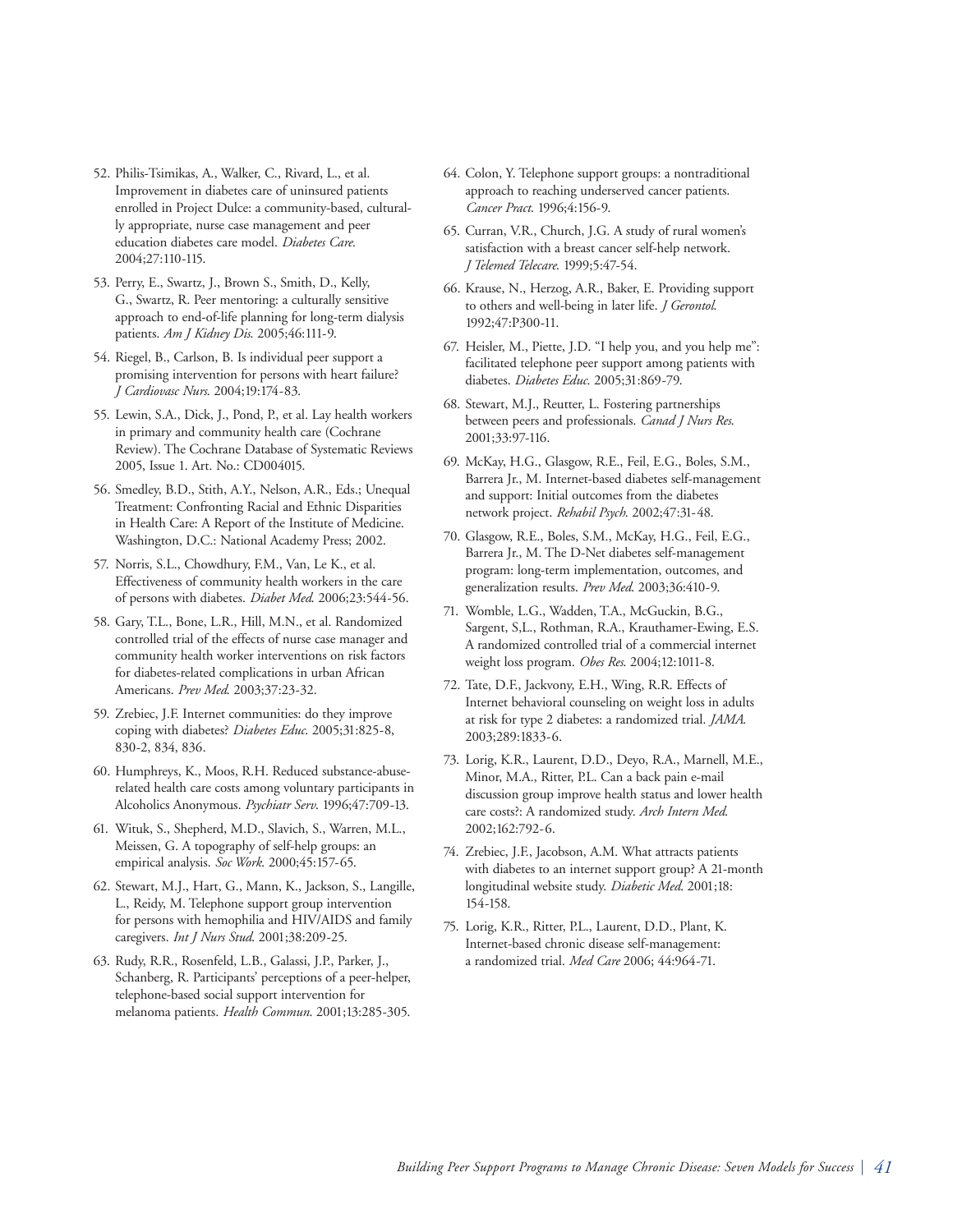52. Philis-Tsimikas, A., Walker, C., Rivard, L., et al. Improvement in diabetes care of uninsured patients enrolled in Project Dulce: a community-based, culturally appropriate, nurse case management and peer education diabetes care model. *Diabetes Care*. 2004;27:110-115.

53. Perry, E., Swartz, J., Brown S., Smith, D., Kelly, G., Swartz, R. Peer mentoring: a culturally sensitive approach to end-of-life planning for long-term dialysis patients. *Am J Kidney Dis*. 2005;46:111-9.

54. Riegel, B., Carlson, B. Is individual peer support a promising intervention for persons with heart failure? *J Cardiovasc Nurs*. 2004;19:174-83.

55. Lewin, S.A., Dick, J., Pond, P., et al. Lay health workers in primary and community health care (Cochrane Review). The Cochrane Database of Systematic Reviews 2005, Issue 1. Art. No.: CD004015.

56. Smedley, B.D., Stith, A.Y., Nelson, A.R., Eds.; Unequal Treatment: Confronting Racial and Ethnic Disparities in Health Care: A Report of the Institute of Medicine. Washington, D.C.: National Academy Press; 2002.

57. Norris, S.L., Chowdhury, F.M., Van, Le K., et al. Effectiveness of community health workers in the care of persons with diabetes. *Diabet Med*. 2006;23:544-56.

58. Gary, T.L., Bone, L.R., Hill, M.N., et al. Randomized controlled trial of the effects of nurse case manager and community health worker interventions on risk factors for diabetes-related complications in urban African Americans. *Prev Med*. 2003;37:23-32.

59. Zrebiec, J.F. Internet communities: do they improve coping with diabetes? *Diabetes Educ*. 2005;31:825-8, 830-2, 834, 836.

60. Humphreys, K., Moos, R.H. Reduced substance-abuse-related health care costs among voluntary participants in Alcoholics Anonymous. *Psychiatr Serv*. 1996;47:709-13.

61. Wituk, S., Shepherd, M.D., Slavich, S., Warren, M.L., Meissen, G. A topography of self-help groups: an empirical analysis. *Soc Work*. 2000;45:157-65.

62. Stewart, M.J., Hart, G., Mann, K., Jackson, S., Langille, L., Reidy, M. Telephone support group intervention for persons with hemophilia and HIV/AIDS and family caregivers. *Int J Nurs Stud*. 2001;38:209-25.

63. Rudy, R.R., Rosenfeld, L.B., Galassi, J.P., Parker, J., Schanberg, R. Participants' perceptions of a peer-helper, telephone-based social support intervention for melanoma patients. *Health Commun*. 2001;13:285-305.

64. Colon, Y. Telephone support groups: a nontraditional approach to reaching underserved cancer patients. *Cancer Pract*. 1996;4:156-9.

65. Curran, V.R., Church, J.G. A study of rural women's satisfaction with a breast cancer self-help network. *J Telemed Telecare*. 1999;5:47-54.

66. Krause, N., Herzog, A.R., Baker, E. Providing support to others and well-being in later life. *J Gerontol*. 1992;47:P300-11.

67. Heisler, M., Piette, J.D. "I help you, and you help me": facilitated telephone peer support among patients with diabetes. *Diabetes Educ*. 2005;31:869-79.

68. Stewart, M.J., Reutter, L. Fostering partnerships between peers and professionals. *Canad J Nurs Res*. 2001;33:97-116.

69. McKay, H.G., Glasgow, R.E., Feil, E.G., Boles, S.M., Barrera Jr., M. Internet-based diabetes self-management and support: Initial outcomes from the diabetes network project. *Rehabil Psych*. 2002;47:31-48.

70. Glasgow, R.E., Boles, S.M., McKay, H.G., Feil, E.G., Barrera Jr., M. The D-Net diabetes self-management program: long-term implementation, outcomes, and generalization results. *Prev Med*. 2003;36:410-9.

71. Womble, L.G., Wadden, T.A., McGuckin, B.G., Sargent, S,L., Rothman, R.A., Krauthamer-Ewing, E.S. A randomized controlled trial of a commercial internet weight loss program. *Obes Res*. 2004;12:1011-8.

72. Tate, D.F., Jackvony, E.H., Wing, R.R. Effects of Internet behavioral counseling on weight loss in adults at risk for type 2 diabetes: a randomized trial. *JAMA*. 2003;289:1833-6.

73. Lorig, K.R., Laurent, D.D., Deyo, R.A., Marnell, M.E., Minor, M.A., Ritter, P.L. Can a back pain e-mail discussion group improve health status and lower health care costs?: A randomized study. *Arch Intern Med*. 2002;162:792-6.

74. Zrebiec, J.F., Jacobson, A.M. What attracts patients with diabetes to an internet support group? A 21-month longitudinal website study. *Diabetic Med*. 2001;18: 154-158.

75. Lorig, K.R., Ritter, P.L., Laurent, D.D., Plant, K. Internet-based chronic disease self-management: a randomized trial. *Med Care* 2006; 44:964-71.